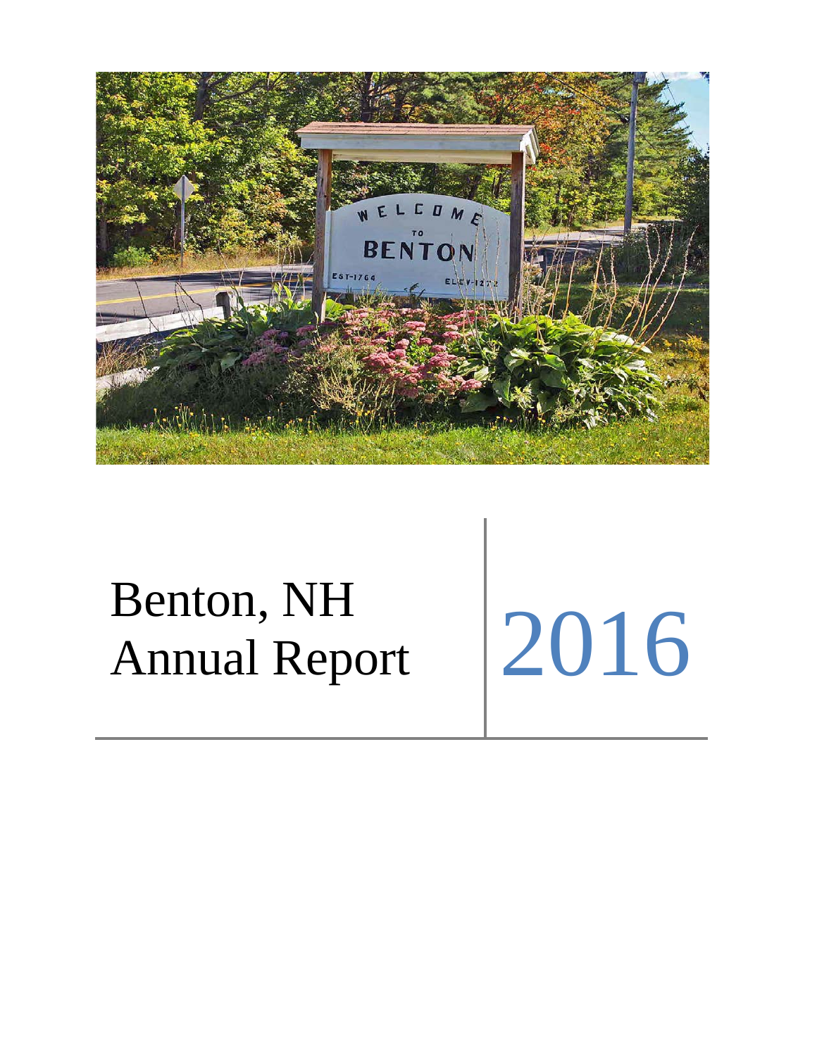# Benton, NH Annual Report

# 2016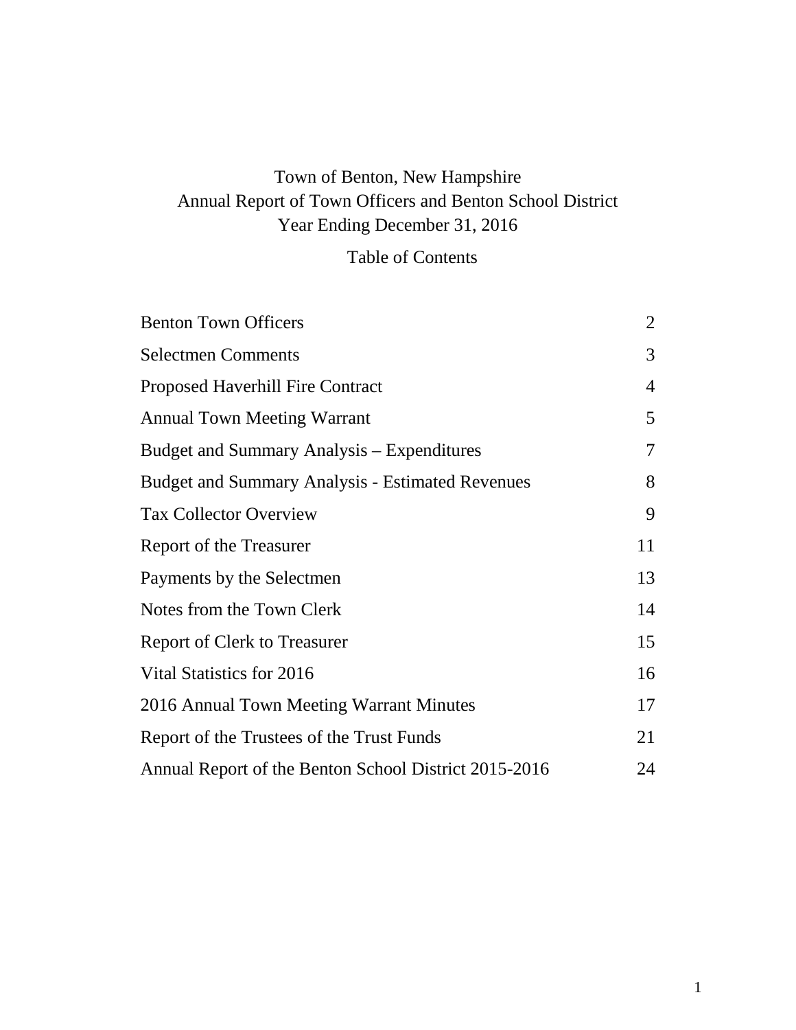# Town of Benton, New Hampshire
## Annual Report of Town Officers and Benton School District
## Year Ending December 31, 2016

### Table of Contents

| | |
|---|---|
| Benton Town Officers | 2 |
| Selectmen Comments | 3 |
| Proposed Haverhill Fire Contract | 4 |
| Annual Town Meeting Warrant | 5 |
| Budget and Summary Analysis – Expenditures | 7 |
| Budget and Summary Analysis - Estimated Revenues | 8 |
| Tax Collector Overview | 9 |
| Report of the Treasurer | 11 |
| Payments by the Selectmen | 13 |
| Notes from the Town Clerk | 14 |
| Report of Clerk to Treasurer | 15 |
| Vital Statistics for 2016 | 16 |
| 2016 Annual Town Meeting Warrant Minutes | 17 |
| Report of the Trustees of the Trust Funds | 21 |
| Annual Report of the Benton School District 2015-2016 | 24 |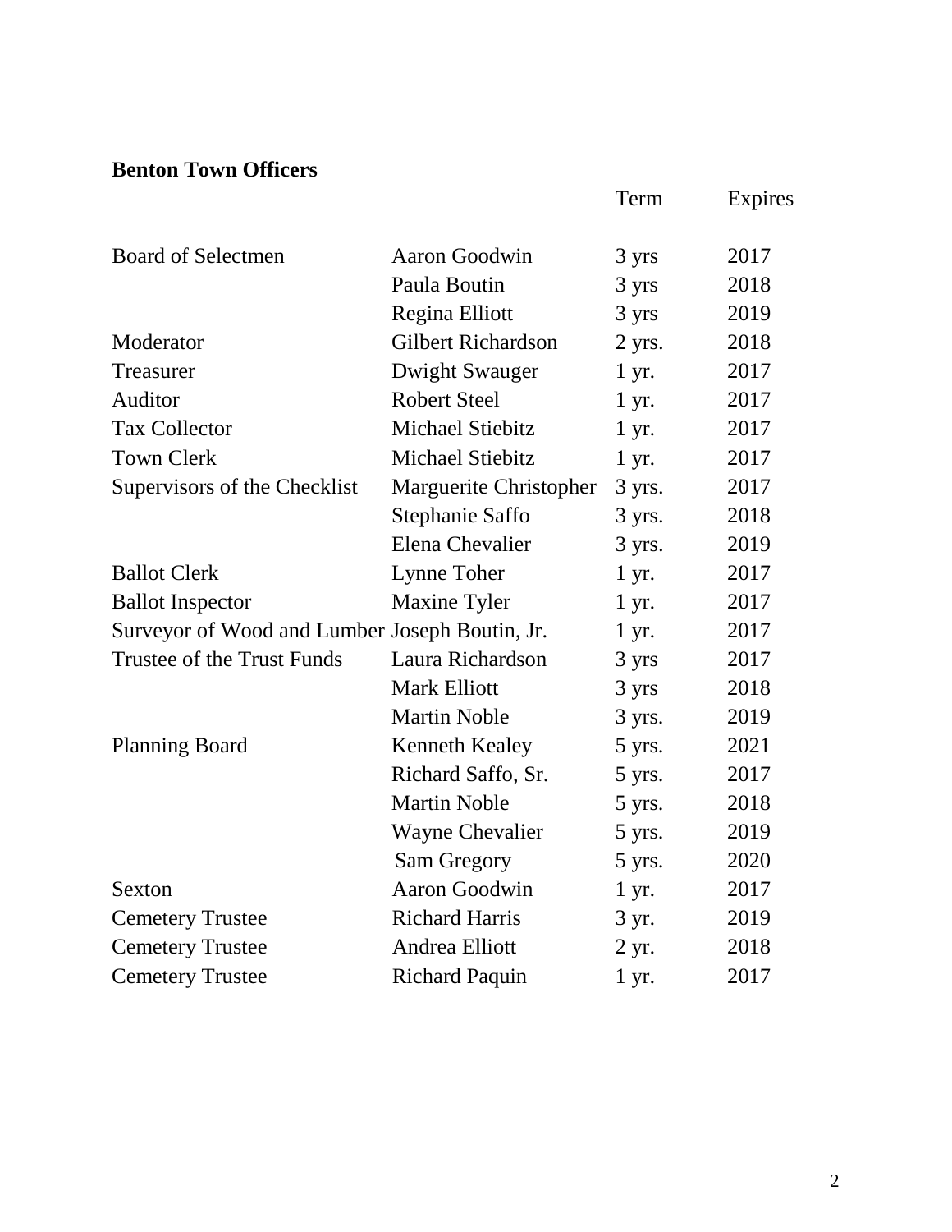**Benton Town Officers**

| | | Term | Expires |
|---|---|---|---|
| Board of Selectmen | Aaron Goodwin | 3 yrs | 2017 |
| | Paula Boutin | 3 yrs | 2018 |
| | Regina Elliott | 3 yrs | 2019 |
| Moderator | Gilbert Richardson | 2 yrs. | 2018 |
| Treasurer | Dwight Swauger | 1 yr. | 2017 |
| Auditor | Robert Steel | 1 yr. | 2017 |
| Tax Collector | Michael Stiebitz | 1 yr. | 2017 |
| Town Clerk | Michael Stiebitz | 1 yr. | 2017 |
| Supervisors of the Checklist | Marguerite Christopher | 3 yrs. | 2017 |
| | Stephanie Saffo | 3 yrs. | 2018 |
| | Elena Chevalier | 3 yrs. | 2019 |
| Ballot Clerk | Lynne Toher | 1 yr. | 2017 |
| Ballot Inspector | Maxine Tyler | 1 yr. | 2017 |
| Surveyor of Wood and Lumber | Joseph Boutin, Jr. | 1 yr. | 2017 |
| Trustee of the Trust Funds | Laura Richardson | 3 yrs | 2017 |
| | Mark Elliott | 3 yrs | 2018 |
| | Martin Noble | 3 yrs. | 2019 |
| Planning Board | Kenneth Kealey | 5 yrs. | 2021 |
| | Richard Saffo, Sr. | 5 yrs. | 2017 |
| | Martin Noble | 5 yrs. | 2018 |
| | Wayne Chevalier | 5 yrs. | 2019 |
| | Sam Gregory | 5 yrs. | 2020 |
| Sexton | Aaron Goodwin | 1 yr. | 2017 |
| Cemetery Trustee | Richard Harris | 3 yr. | 2019 |
| Cemetery Trustee | Andrea Elliott | 2 yr. | 2018 |
| Cemetery Trustee | Richard Paquin | 1 yr. | 2017 |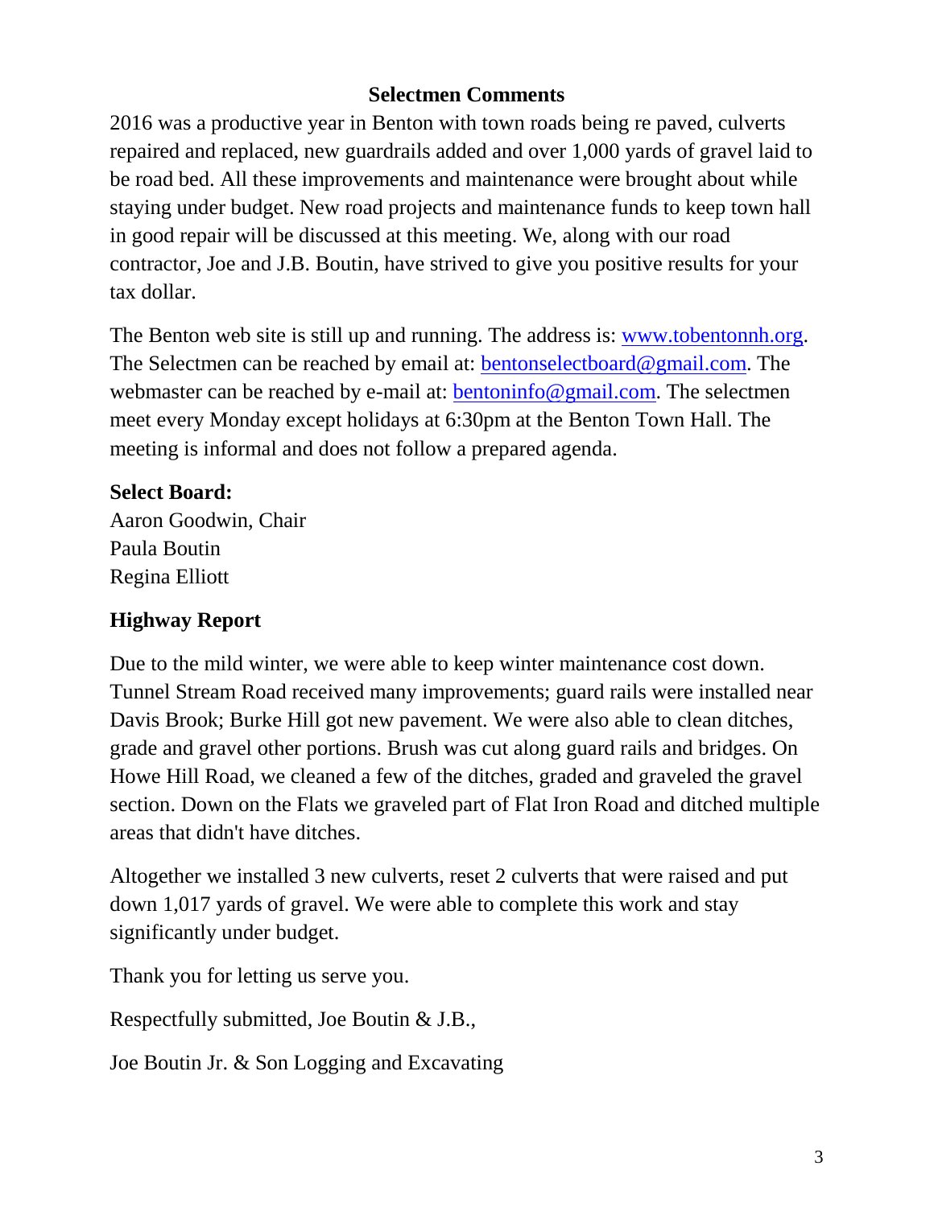## Selectmen Comments

2016 was a productive year in Benton with town roads being re paved, culverts repaired and replaced, new guardrails added and over 1,000 yards of gravel laid to be road bed. All these improvements and maintenance were brought about while staying under budget. New road projects and maintenance funds to keep town hall in good repair will be discussed at this meeting. We, along with our road contractor, Joe and J.B. Boutin, have strived to give you positive results for your tax dollar.

The Benton web site is still up and running. The address is: www.tobentonnh.org. The Selectmen can be reached by email at: bentonselectboard@gmail.com. The webmaster can be reached by e-mail at: bentoninfo@gmail.com. The selectmen meet every Monday except holidays at 6:30pm at the Benton Town Hall. The meeting is informal and does not follow a prepared agenda.

**Select Board:**
Aaron Goodwin, Chair
Paula Boutin
Regina Elliott

## Highway Report

Due to the mild winter, we were able to keep winter maintenance cost down. Tunnel Stream Road received many improvements; guard rails were installed near Davis Brook; Burke Hill got new pavement. We were also able to clean ditches, grade and gravel other portions. Brush was cut along guard rails and bridges. On Howe Hill Road, we cleaned a few of the ditches, graded and graveled the gravel section. Down on the Flats we graveled part of Flat Iron Road and ditched multiple areas that didn't have ditches.

Altogether we installed 3 new culverts, reset 2 culverts that were raised and put down 1,017 yards of gravel. We were able to complete this work and stay significantly under budget.

Thank you for letting us serve you.

Respectfully submitted, Joe Boutin & J.B.,

Joe Boutin Jr. & Son Logging and Excavating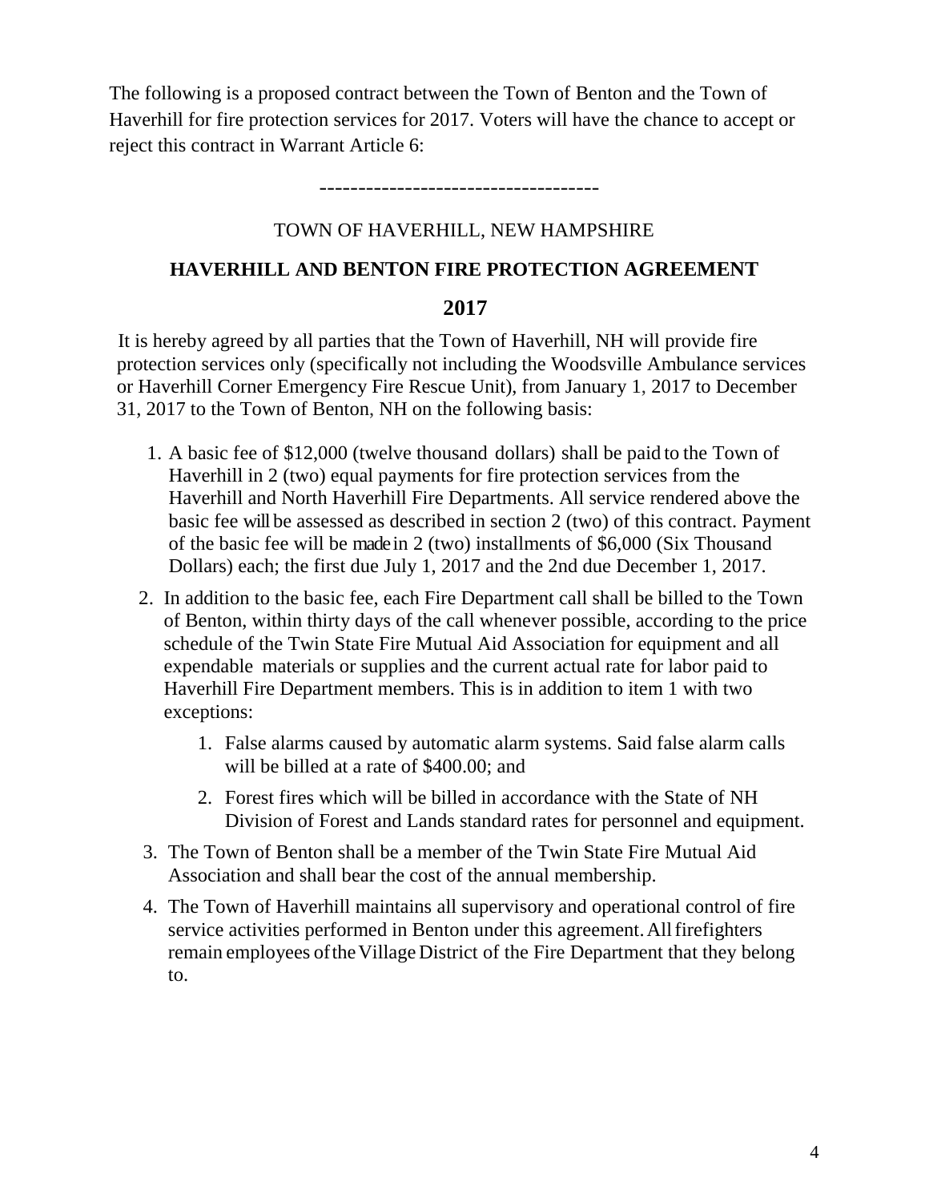The following is a proposed contract between the Town of Benton and the Town of Haverhill for fire protection services for 2017. Voters will have the chance to accept or reject this contract in Warrant Article 6:

-----------------------------------

TOWN OF HAVERHILL, NEW HAMPSHIRE

## HAVERHILL AND BENTON FIRE PROTECTION AGREEMENT

## 2017

It is hereby agreed by all parties that the Town of Haverhill, NH will provide fire protection services only (specifically not including the Woodsville Ambulance services or Haverhill Corner Emergency Fire Rescue Unit), from January 1, 2017 to December 31, 2017 to the Town of Benton, NH on the following basis:

1. A basic fee of $12,000 (twelve thousand dollars) shall be paid to the Town of Haverhill in 2 (two) equal payments for fire protection services from the Haverhill and North Haverhill Fire Departments. All service rendered above the basic fee will be assessed as described in section 2 (two) of this contract. Payment of the basic fee will be made in 2 (two) installments of $6,000 (Six Thousand Dollars) each; the first due July 1, 2017 and the 2nd due December 1, 2017.
2. In addition to the basic fee, each Fire Department call shall be billed to the Town of Benton, within thirty days of the call whenever possible, according to the price schedule of the Twin State Fire Mutual Aid Association for equipment and all expendable materials or supplies and the current actual rate for labor paid to Haverhill Fire Department members. This is in addition to item 1 with two exceptions:
    1. False alarms caused by automatic alarm systems. Said false alarm calls will be billed at a rate of $400.00; and
    2. Forest fires which will be billed in accordance with the State of NH Division of Forest and Lands standard rates for personnel and equipment.
3. The Town of Benton shall be a member of the Twin State Fire Mutual Aid Association and shall bear the cost of the annual membership.
4. The Town of Haverhill maintains all supervisory and operational control of fire service activities performed in Benton under this agreement. All firefighters remain employees of the Village District of the Fire Department that they belong to.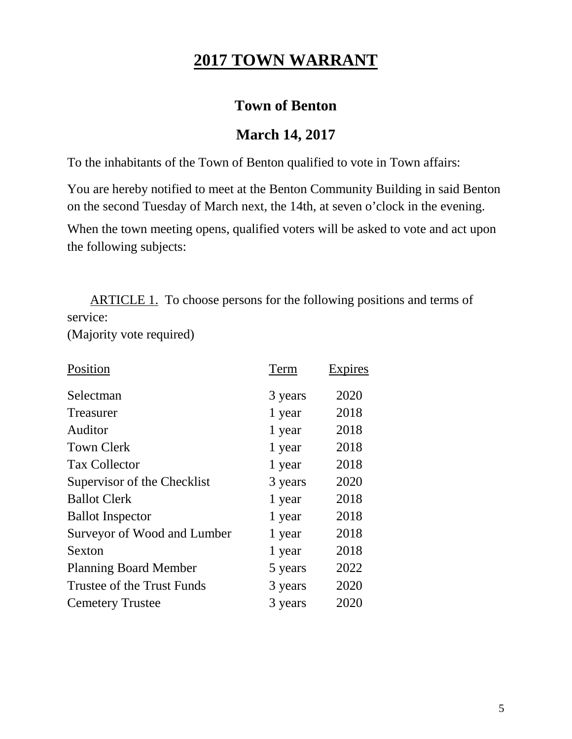# 2017 TOWN WARRANT

## Town of Benton

## March 14, 2017

To the inhabitants of the Town of Benton qualified to vote in Town affairs:

You are hereby notified to meet at the Benton Community Building in said Benton on the second Tuesday of March next, the 14th, at seven o'clock in the evening.

When the town meeting opens, qualified voters will be asked to vote and act upon the following subjects:

ARTICLE 1. To choose persons for the following positions and terms of service:
(Majority vote required)

| Position | Term | Expires |
|---|---|---|
| Selectman | 3 years | 2020 |
| Treasurer | 1 year | 2018 |
| Auditor | 1 year | 2018 |
| Town Clerk | 1 year | 2018 |
| Tax Collector | 1 year | 2018 |
| Supervisor of the Checklist | 3 years | 2020 |
| Ballot Clerk | 1 year | 2018 |
| Ballot Inspector | 1 year | 2018 |
| Surveyor of Wood and Lumber | 1 year | 2018 |
| Sexton | 1 year | 2018 |
| Planning Board Member | 5 years | 2022 |
| Trustee of the Trust Funds | 3 years | 2020 |
| Cemetery Trustee | 3 years | 2020 |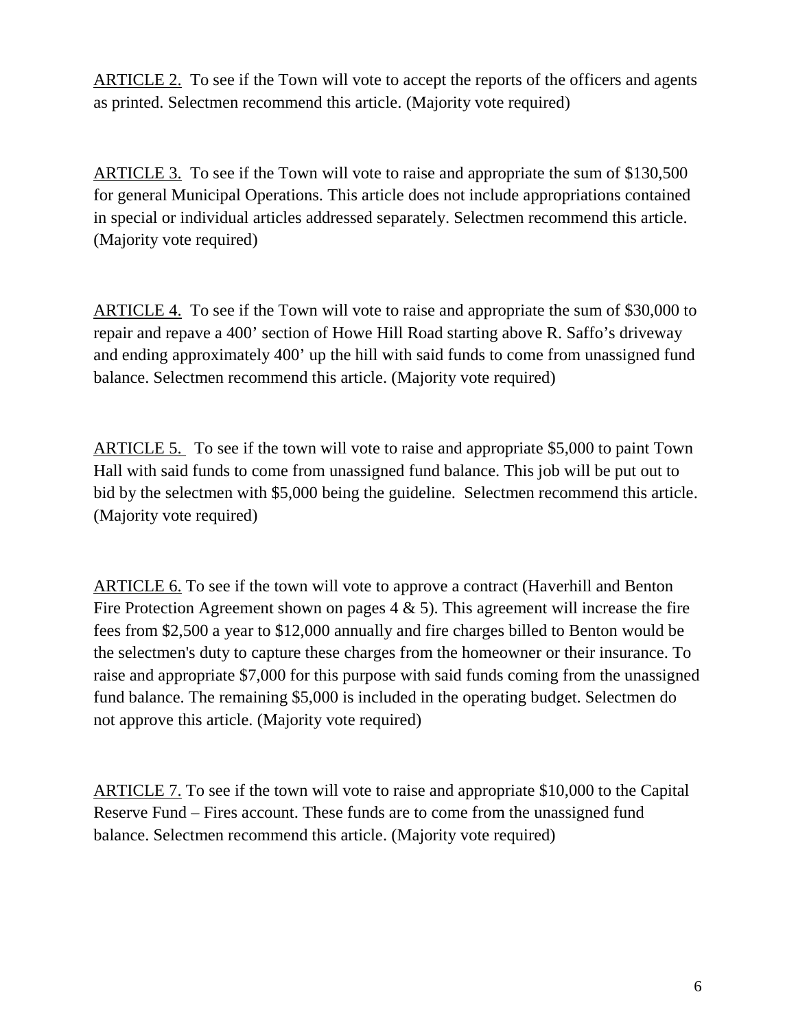<u>ARTICLE 2.</u> To see if the Town will vote to accept the reports of the officers and agents as printed. Selectmen recommend this article. (Majority vote required)

<u>ARTICLE 3.</u> To see if the Town will vote to raise and appropriate the sum of $130,500 for general Municipal Operations. This article does not include appropriations contained in special or individual articles addressed separately. Selectmen recommend this article. (Majority vote required)

<u>ARTICLE 4.</u> To see if the Town will vote to raise and appropriate the sum of $30,000 to repair and repave a 400' section of Howe Hill Road starting above R. Saffo's driveway and ending approximately 400' up the hill with said funds to come from unassigned fund balance. Selectmen recommend this article. (Majority vote required)

<u>ARTICLE 5.</u> To see if the town will vote to raise and appropriate $5,000 to paint Town Hall with said funds to come from unassigned fund balance. This job will be put out to bid by the selectmen with $5,000 being the guideline. Selectmen recommend this article. (Majority vote required)

<u>ARTICLE 6.</u> To see if the town will vote to approve a contract (Haverhill and Benton Fire Protection Agreement shown on pages 4 & 5). This agreement will increase the fire fees from $2,500 a year to $12,000 annually and fire charges billed to Benton would be the selectmen's duty to capture these charges from the homeowner or their insurance. To raise and appropriate $7,000 for this purpose with said funds coming from the unassigned fund balance. The remaining $5,000 is included in the operating budget. Selectmen do not approve this article. (Majority vote required)

<u>ARTICLE 7.</u> To see if the town will vote to raise and appropriate $10,000 to the Capital Reserve Fund – Fires account. These funds are to come from the unassigned fund balance. Selectmen recommend this article. (Majority vote required)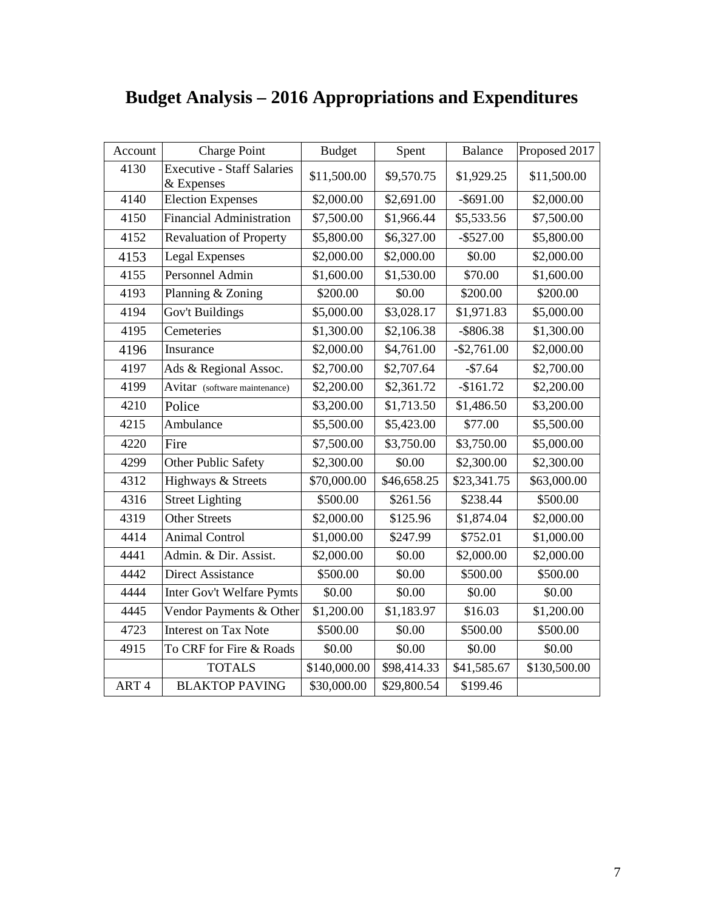# Budget Analysis – 2016 Appropriations and Expenditures

| Account | Charge Point | Budget | Spent | Balance | Proposed 2017 |
|---|---|---|---|---|---|
| 4130 | Executive - Staff Salaries & Expenses | $11,500.00 | $9,570.75 | $1,929.25 | $11,500.00 |
| 4140 | Election Expenses | $2,000.00 | $2,691.00 | -$691.00 | $2,000.00 |
| 4150 | Financial Administration | $7,500.00 | $1,966.44 | $5,533.56 | $7,500.00 |
| 4152 | Revaluation of Property | $5,800.00 | $6,327.00 | -$527.00 | $5,800.00 |
| 4153 | Legal Expenses | $2,000.00 | $2,000.00 | $0.00 | $2,000.00 |
| 4155 | Personnel Admin | $1,600.00 | $1,530.00 | $70.00 | $1,600.00 |
| 4193 | Planning & Zoning | $200.00 | $0.00 | $200.00 | $200.00 |
| 4194 | Gov't Buildings | $5,000.00 | $3,028.17 | $1,971.83 | $5,000.00 |
| 4195 | Cemeteries | $1,300.00 | $2,106.38 | -$806.38 | $1,300.00 |
| 4196 | Insurance | $2,000.00 | $4,761.00 | -$2,761.00 | $2,000.00 |
| 4197 | Ads & Regional Assoc. | $2,700.00 | $2,707.64 | -$7.64 | $2,700.00 |
| 4199 | Avitar (software maintenance) | $2,200.00 | $2,361.72 | -$161.72 | $2,200.00 |
| 4210 | Police | $3,200.00 | $1,713.50 | $1,486.50 | $3,200.00 |
| 4215 | Ambulance | $5,500.00 | $5,423.00 | $77.00 | $5,500.00 |
| 4220 | Fire | $7,500.00 | $3,750.00 | $3,750.00 | $5,000.00 |
| 4299 | Other Public Safety | $2,300.00 | $0.00 | $2,300.00 | $2,300.00 |
| 4312 | Highways & Streets | $70,000.00 | $46,658.25 | $23,341.75 | $63,000.00 |
| 4316 | Street Lighting | $500.00 | $261.56 | $238.44 | $500.00 |
| 4319 | Other Streets | $2,000.00 | $125.96 | $1,874.04 | $2,000.00 |
| 4414 | Animal Control | $1,000.00 | $247.99 | $752.01 | $1,000.00 |
| 4441 | Admin. & Dir. Assist. | $2,000.00 | $0.00 | $2,000.00 | $2,000.00 |
| 4442 | Direct Assistance | $500.00 | $0.00 | $500.00 | $500.00 |
| 4444 | Inter Gov't Welfare Pymts | $0.00 | $0.00 | $0.00 | $0.00 |
| 4445 | Vendor Payments & Other | $1,200.00 | $1,183.97 | $16.03 | $1,200.00 |
| 4723 | Interest on Tax Note | $500.00 | $0.00 | $500.00 | $500.00 |
| 4915 | To CRF for Fire & Roads | $0.00 | $0.00 | $0.00 | $0.00 |
| | TOTALS | $140,000.00 | $98,414.33 | $41,585.67 | $130,500.00 |
| ART 4 | BLAKTOP PAVING | $30,000.00 | $29,800.54 | $199.46 | |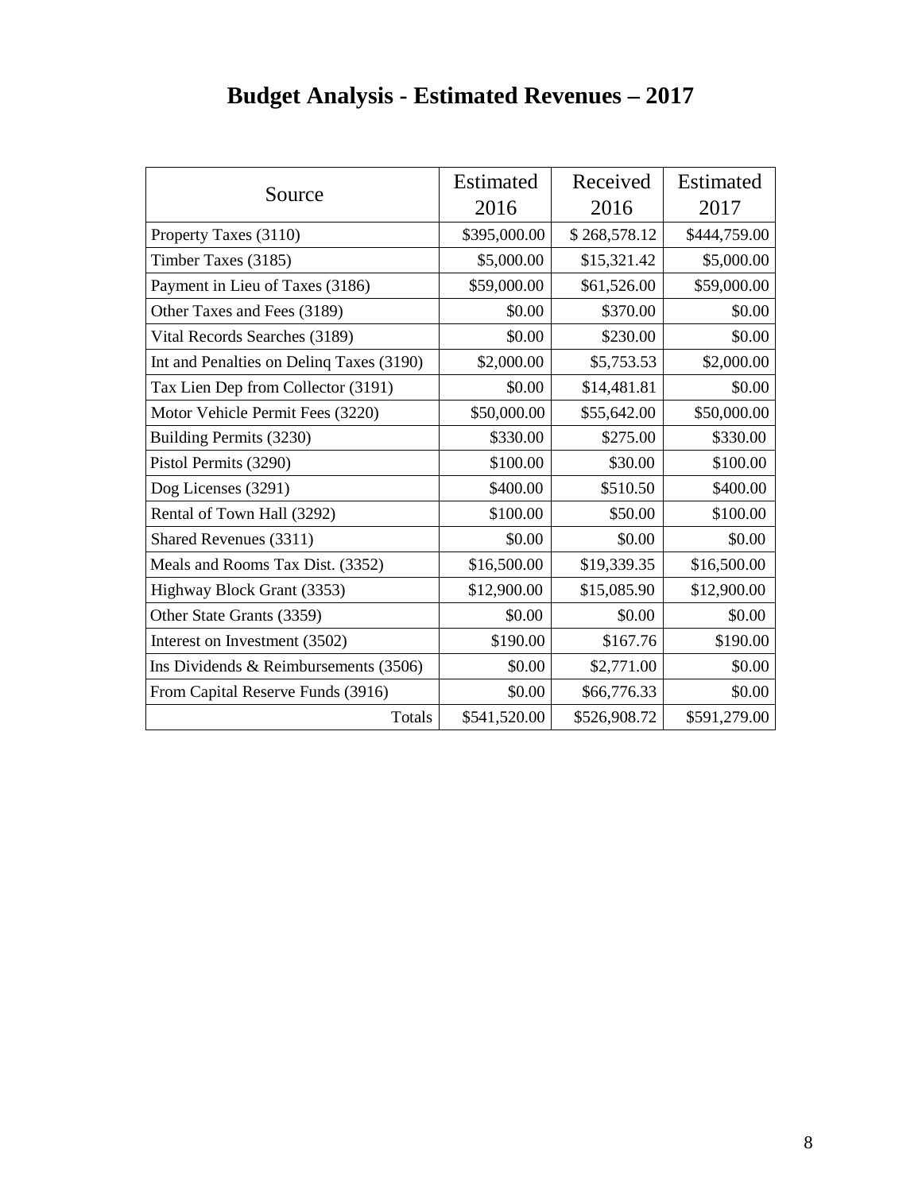# Budget Analysis - Estimated Revenues – 2017

| Source | Estimated 2016 | Received 2016 | Estimated 2017 |
|---|---|---|---|
| Property Taxes (3110) | $395,000.00 | $ 268,578.12 | $444,759.00 |
| Timber Taxes (3185) | $5,000.00 | $15,321.42 | $5,000.00 |
| Payment in Lieu of Taxes (3186) | $59,000.00 | $61,526.00 | $59,000.00 |
| Other Taxes and Fees (3189) | $0.00 | $370.00 | $0.00 |
| Vital Records Searches (3189) | $0.00 | $230.00 | $0.00 |
| Int and Penalties on Delinq Taxes (3190) | $2,000.00 | $5,753.53 | $2,000.00 |
| Tax Lien Dep from Collector (3191) | $0.00 | $14,481.81 | $0.00 |
| Motor Vehicle Permit Fees (3220) | $50,000.00 | $55,642.00 | $50,000.00 |
| Building Permits (3230) | $330.00 | $275.00 | $330.00 |
| Pistol Permits (3290) | $100.00 | $30.00 | $100.00 |
| Dog Licenses (3291) | $400.00 | $510.50 | $400.00 |
| Rental of Town Hall (3292) | $100.00 | $50.00 | $100.00 |
| Shared Revenues (3311) | $0.00 | $0.00 | $0.00 |
| Meals and Rooms Tax Dist. (3352) | $16,500.00 | $19,339.35 | $16,500.00 |
| Highway Block Grant (3353) | $12,900.00 | $15,085.90 | $12,900.00 |
| Other State Grants (3359) | $0.00 | $0.00 | $0.00 |
| Interest on Investment (3502) | $190.00 | $167.76 | $190.00 |
| Ins Dividends & Reimbursements (3506) | $0.00 | $2,771.00 | $0.00 |
| From Capital Reserve Funds (3916) | $0.00 | $66,776.33 | $0.00 |
| Totals | $541,520.00 | $526,908.72 | $591,279.00 |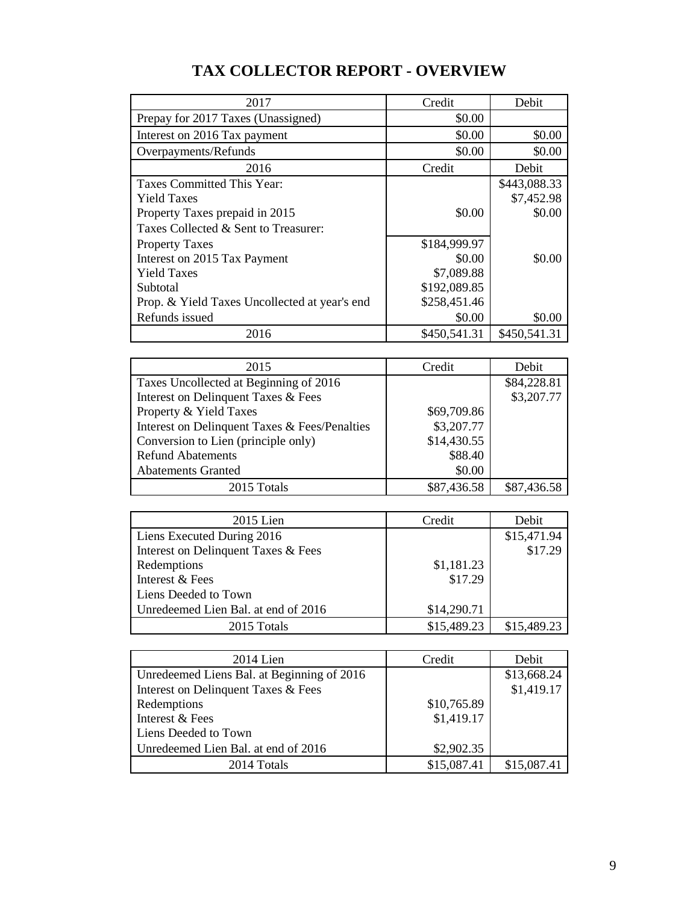# TAX COLLECTOR REPORT - OVERVIEW

| 2017 | Credit | Debit |
|---|---|---|
| Prepay for 2017 Taxes (Unassigned) | $0.00 | |
| Interest on 2016 Tax payment | $0.00 | $0.00 |
| Overpayments/Refunds | $0.00 | $0.00 |
| 2016 | Credit | Debit |
| Taxes Committed This Year: | | $443,088.33 |
| Yield Taxes | | $7,452.98 |
| Property Taxes prepaid in 2015 | $0.00 | $0.00 |
| Taxes Collected & Sent to Treasurer: | | |
| Property Taxes | $184,999.97 | |
| Interest on 2015 Tax Payment | $0.00 | $0.00 |
| Yield Taxes | $7,089.88 | |
| Subtotal | $192,089.85 | |
| Prop. & Yield Taxes Uncollected at year's end | $258,451.46 | |
| Refunds issued | $0.00 | $0.00 |
| 2016 | $450,541.31 | $450,541.31 |

| 2015 | Credit | Debit |
|---|---|---|
| Taxes Uncollected at Beginning of 2016 | | $84,228.81 |
| Interest on Delinquent Taxes & Fees | | $3,207.77 |
| Property & Yield Taxes | $69,709.86 | |
| Interest on Delinquent Taxes & Fees/Penalties | $3,207.77 | |
| Conversion to Lien (principle only) | $14,430.55 | |
| Refund Abatements | $88.40 | |
| Abatements Granted | $0.00 | |
| 2015 Totals | $87,436.58 | $87,436.58 |

| 2015 Lien | Credit | Debit |
|---|---|---|
| Liens Executed During 2016 | | $15,471.94 |
| Interest on Delinquent Taxes & Fees | | $17.29 |
| Redemptions | $1,181.23 | |
| Interest & Fees | $17.29 | |
| Liens Deeded to Town | | |
| Unredeemed Lien Bal. at end of 2016 | $14,290.71 | |
| 2015 Totals | $15,489.23 | $15,489.23 |

| 2014 Lien | Credit | Debit |
|---|---|---|
| Unredeemed Liens Bal. at Beginning of 2016 | | $13,668.24 |
| Interest on Delinquent Taxes & Fees | | $1,419.17 |
| Redemptions | $10,765.89 | |
| Interest & Fees | $1,419.17 | |
| Liens Deeded to Town | | |
| Unredeemed Lien Bal. at end of 2016 | $2,902.35 | |
| 2014 Totals | $15,087.41 | $15,087.41 |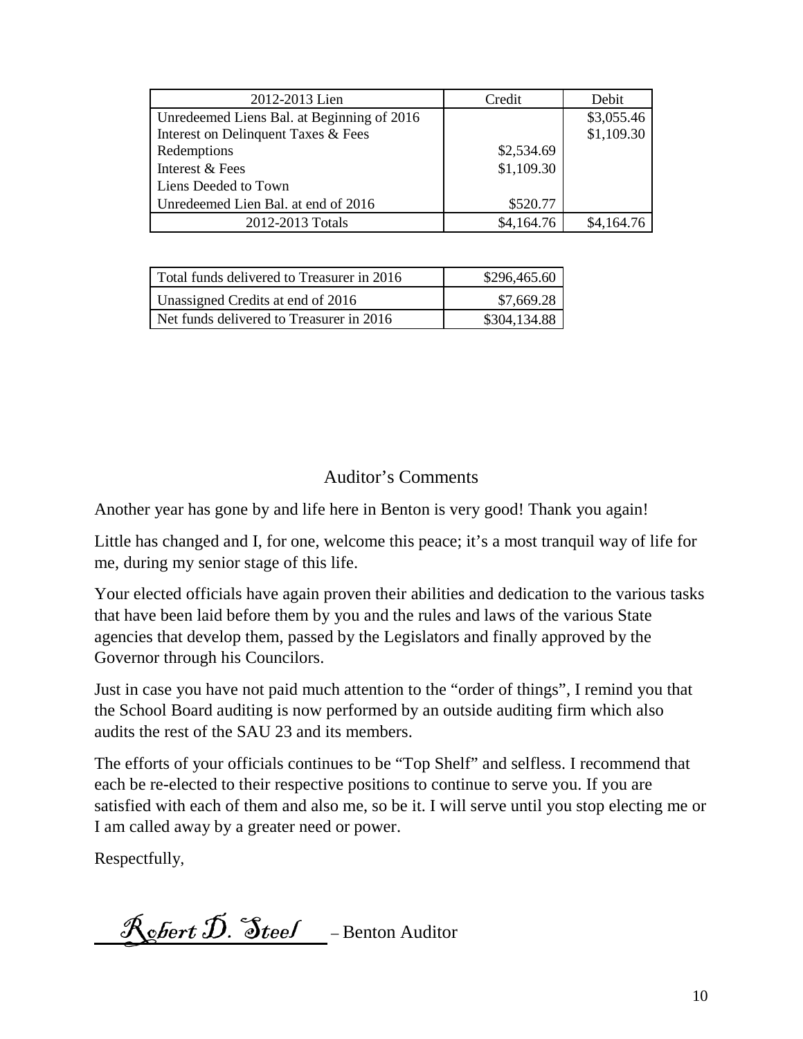| 2012-2013 Lien | Credit | Debit |
| --- | --- | --- |
| Unredeemed Liens Bal. at Beginning of 2016 | | $3,055.46 |
| Interest on Delinquent Taxes & Fees | | $1,109.30 |
| Redemptions | $2,534.69 | |
| Interest & Fees | $1,109.30 | |
| Liens Deeded to Town | | |
| Unredeemed Lien Bal. at end of 2016 | $520.77 | |
| 2012-2013 Totals | $4,164.76 | $4,164.76 |

| | |
| --- | --- |
| Total funds delivered to Treasurer in 2016 | $296,465.60 |
| Unassigned Credits at end of 2016 | $7,669.28 |
| Net funds delivered to Treasurer in 2016 | $304,134.88 |

## Auditor's Comments

Another year has gone by and life here in Benton is very good! Thank you again!

Little has changed and I, for one, welcome this peace; it's a most tranquil way of life for me, during my senior stage of this life.

Your elected officials have again proven their abilities and dedication to the various tasks that have been laid before them by you and the rules and laws of the various State agencies that develop them, passed by the Legislators and finally approved by the Governor through his Councilors.

Just in case you have not paid much attention to the "order of things", I remind you that the School Board auditing is now performed by an outside auditing firm which also audits the rest of the SAU 23 and its members.

The efforts of your officials continues to be "Top Shelf" and selfless. I recommend that each be re-elected to their respective positions to continue to serve you. If you are satisfied with each of them and also me, so be it. I will serve until you stop electing me or I am called away by a greater need or power.

Respectfully,

*Robert D. Steel* – Benton Auditor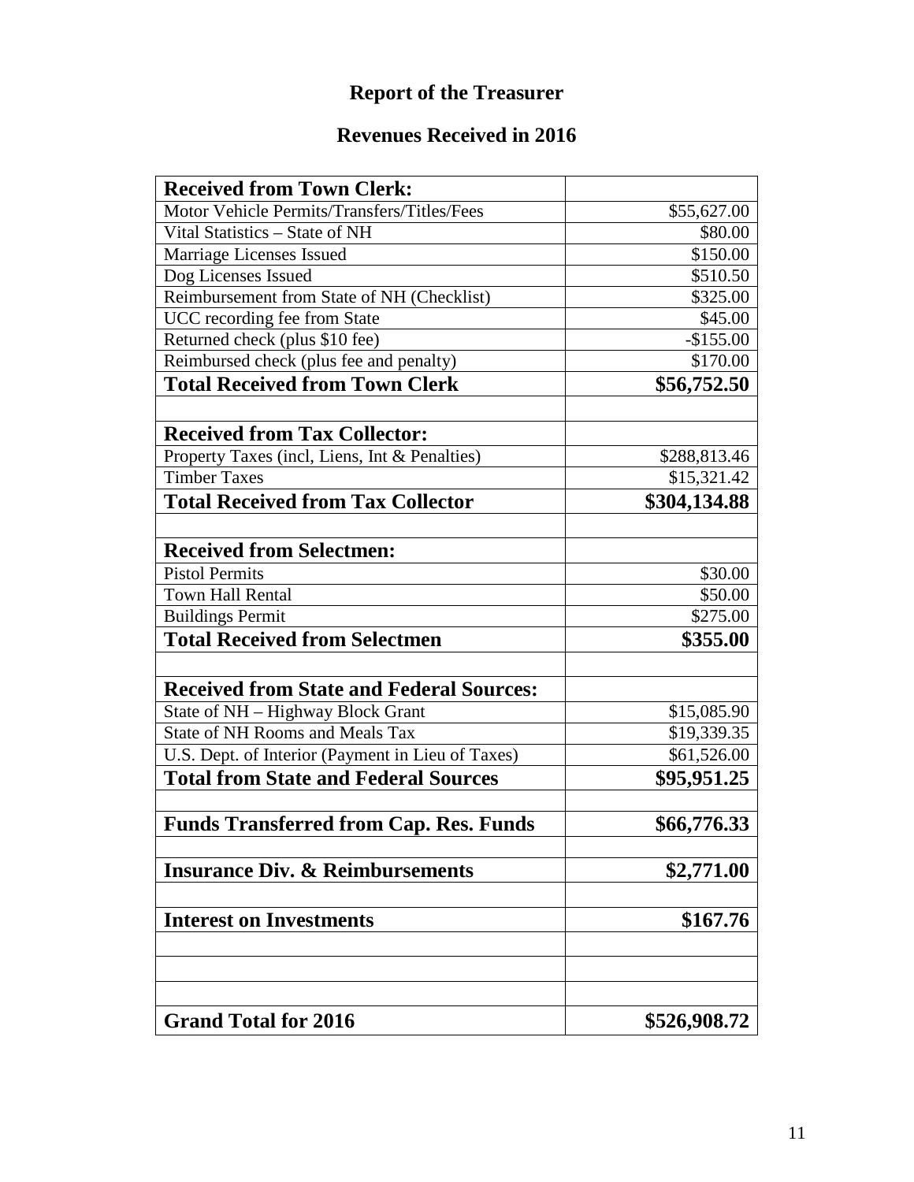# Report of the Treasurer

## Revenues Received in 2016

| **Received from Town Clerk:** | |
|---|---|
| Motor Vehicle Permits/Transfers/Titles/Fees | $55,627.00 |
| Vital Statistics – State of NH | $80.00 |
| Marriage Licenses Issued | $150.00 |
| Dog Licenses Issued | $510.50 |
| Reimbursement from State of NH (Checklist) | $325.00 |
| UCC recording fee from State | $45.00 |
| Returned check (plus $10 fee) | -$155.00 |
| Reimbursed check (plus fee and penalty) | $170.00 |
| **Total Received from Town Clerk** | **$56,752.50** |
| | |
| **Received from Tax Collector:** | |
| Property Taxes (incl, Liens, Int & Penalties) | $288,813.46 |
| Timber Taxes | $15,321.42 |
| **Total Received from Tax Collector** | **$304,134.88** |
| | |
| **Received from Selectmen:** | |
| Pistol Permits | $30.00 |
| Town Hall Rental | $50.00 |
| Buildings Permit | $275.00 |
| **Total Received from Selectmen** | **$355.00** |
| | |
| **Received from State and Federal Sources:** | |
| State of NH – Highway Block Grant | $15,085.90 |
| State of NH Rooms and Meals Tax | $19,339.35 |
| U.S. Dept. of Interior (Payment in Lieu of Taxes) | $61,526.00 |
| **Total from State and Federal Sources** | **$95,951.25** |
| | |
| **Funds Transferred from Cap. Res. Funds** | **$66,776.33** |
| | |
| **Insurance Div. & Reimbursements** | **$2,771.00** |
| | |
| **Interest on Investments** | **$167.76** |
| | |
| | |
| | |
| **Grand Total for 2016** | **$526,908.72** |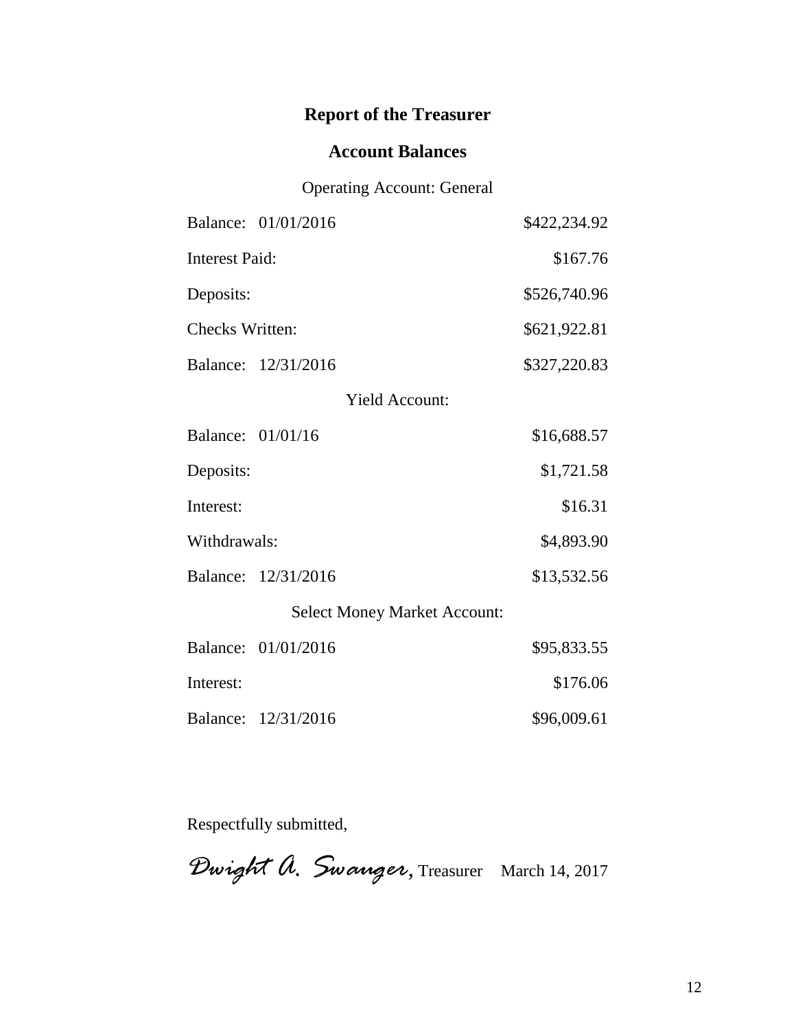# Report of the Treasurer

## Account Balances

Operating Account: General

| | |
|---|---|
| Balance: 01/01/2016 | $422,234.92 |
| Interest Paid: | $167.76 |
| Deposits: | $526,740.96 |
| Checks Written: | $621,922.81 |
| Balance: 12/31/2016 | $327,220.83 |

Yield Account:

| | |
|---|---|
| Balance: 01/01/16 | $16,688.57 |
| Deposits: | $1,721.58 |
| Interest: | $16.31 |
| Withdrawals: | $4,893.90 |
| Balance: 12/31/2016 | $13,532.56 |

Select Money Market Account:

| | |
|---|---|
| Balance: 01/01/2016 | $95,833.55 |
| Interest: | $176.06 |
| Balance: 12/31/2016 | $96,009.61 |

Respectfully submitted,

*Dwight A. Swauger*, Treasurer March 14, 2017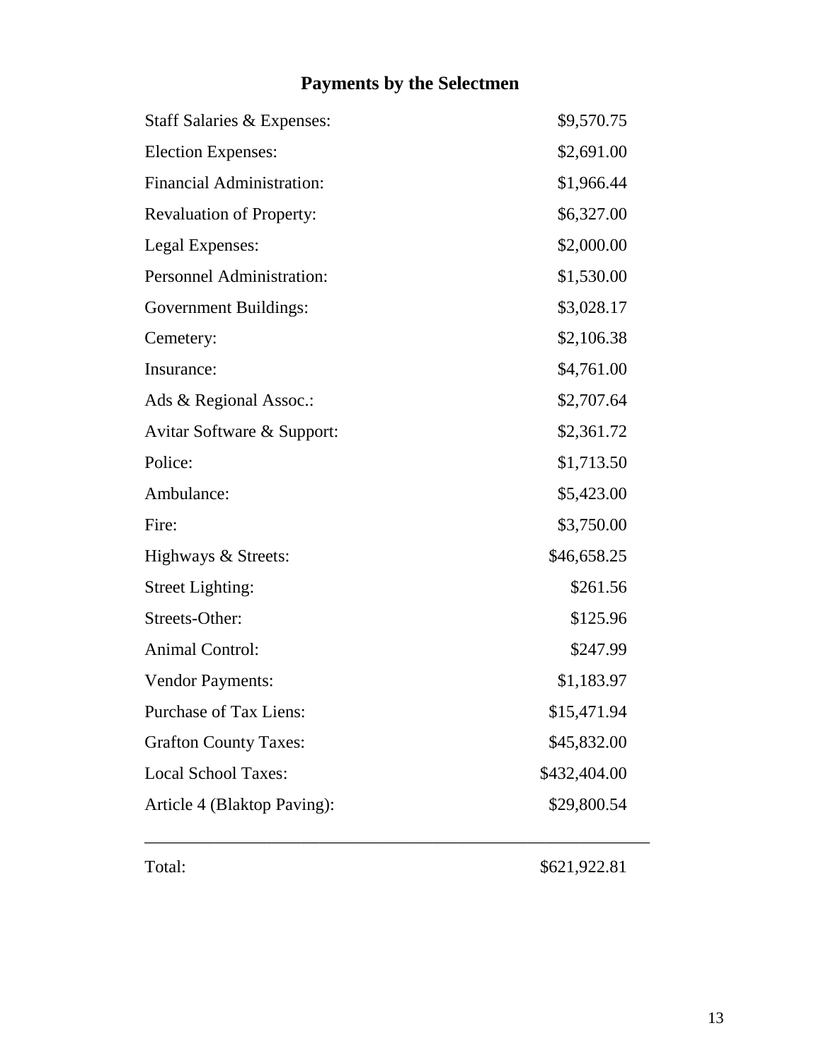## Payments by the Selectmen

| | |
|---|---|
| Staff Salaries & Expenses: | $9,570.75 |
| Election Expenses: | $2,691.00 |
| Financial Administration: | $1,966.44 |
| Revaluation of Property: | $6,327.00 |
| Legal Expenses: | $2,000.00 |
| Personnel Administration: | $1,530.00 |
| Government Buildings: | $3,028.17 |
| Cemetery: | $2,106.38 |
| Insurance: | $4,761.00 |
| Ads & Regional Assoc.: | $2,707.64 |
| Avitar Software & Support: | $2,361.72 |
| Police: | $1,713.50 |
| Ambulance: | $5,423.00 |
| Fire: | $3,750.00 |
| Highways & Streets: | $46,658.25 |
| Street Lighting: | $261.56 |
| Streets-Other: | $125.96 |
| Animal Control: | $247.99 |
| Vendor Payments: | $1,183.97 |
| Purchase of Tax Liens: | $15,471.94 |
| Grafton County Taxes: | $45,832.00 |
| Local School Taxes: | $432,404.00 |
| Article 4 (Blaktop Paving): | $29,800.54 |
| Total: | $621,922.81 |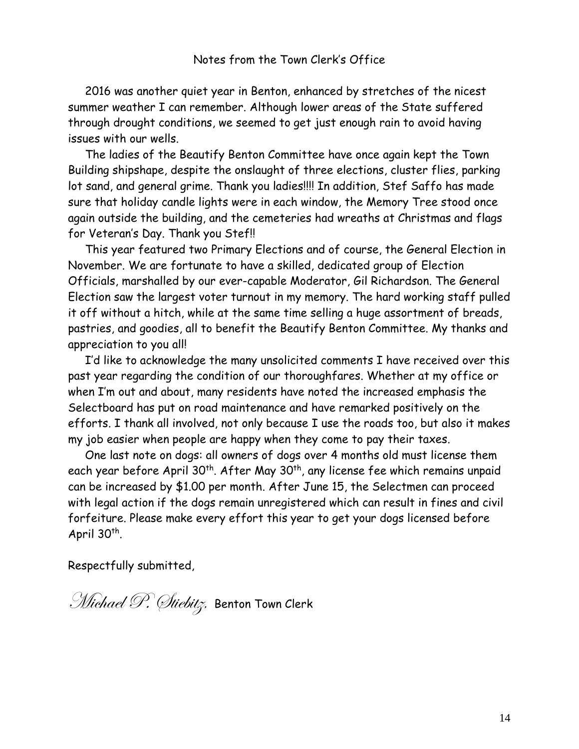## Notes from the Town Clerk's Office

2016 was another quiet year in Benton, enhanced by stretches of the nicest summer weather I can remember. Although lower areas of the State suffered through drought conditions, we seemed to get just enough rain to avoid having issues with our wells.

The ladies of the Beautify Benton Committee have once again kept the Town Building shipshape, despite the onslaught of three elections, cluster flies, parking lot sand, and general grime. Thank you ladies!!!! In addition, Stef Saffo has made sure that holiday candle lights were in each window, the Memory Tree stood once again outside the building, and the cemeteries had wreaths at Christmas and flags for Veteran's Day. Thank you Stef!!

This year featured two Primary Elections and of course, the General Election in November. We are fortunate to have a skilled, dedicated group of Election Officials, marshalled by our ever-capable Moderator, Gil Richardson. The General Election saw the largest voter turnout in my memory. The hard working staff pulled it off without a hitch, while at the same time selling a huge assortment of breads, pastries, and goodies, all to benefit the Beautify Benton Committee. My thanks and appreciation to you all!

I'd like to acknowledge the many unsolicited comments I have received over this past year regarding the condition of our thoroughfares. Whether at my office or when I'm out and about, many residents have noted the increased emphasis the Selectboard has put on road maintenance and have remarked positively on the efforts. I thank all involved, not only because I use the roads too, but also it makes my job easier when people are happy when they come to pay their taxes.

One last note on dogs: all owners of dogs over 4 months old must license them each year before April 30th. After May 30th, any license fee which remains unpaid can be increased by $1.00 per month. After June 15, the Selectmen can proceed with legal action if the dogs remain unregistered which can result in fines and civil forfeiture. Please make every effort this year to get your dogs licensed before April 30th.

Respectfully submitted,

*Michael P. Stiebitz,* Benton Town Clerk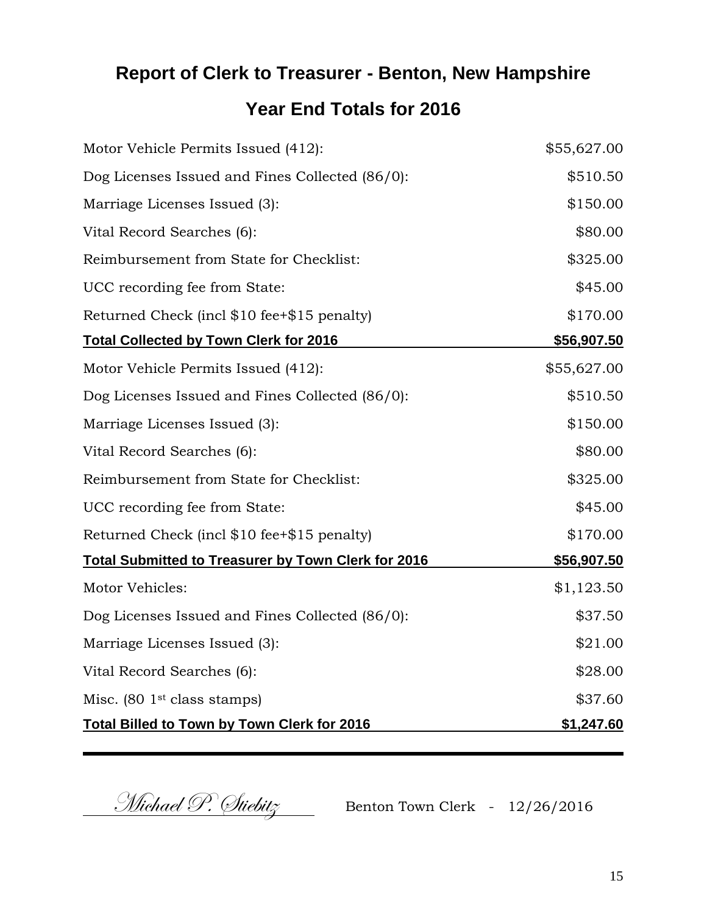# Report of Clerk to Treasurer - Benton, New Hampshire

## Year End Totals for 2016

| | |
|---|---:|
| Motor Vehicle Permits Issued (412): | $55,627.00 |
| Dog Licenses Issued and Fines Collected (86/0): | $510.50 |
| Marriage Licenses Issued (3): | $150.00 |
| Vital Record Searches (6): | $80.00 |
| Reimbursement from State for Checklist: | $325.00 |
| UCC recording fee from State: | $45.00 |
| Returned Check (incl $10 fee+$15 penalty) | $170.00 |
| **Total Collected by Town Clerk for 2016** | **$56,907.50** |
| Motor Vehicle Permits Issued (412): | $55,627.00 |
| Dog Licenses Issued and Fines Collected (86/0): | $510.50 |
| Marriage Licenses Issued (3): | $150.00 |
| Vital Record Searches (6): | $80.00 |
| Reimbursement from State for Checklist: | $325.00 |
| UCC recording fee from State: | $45.00 |
| Returned Check (incl $10 fee+$15 penalty) | $170.00 |
| **Total Submitted to Treasurer by Town Clerk for 2016** | **$56,907.50** |
| Motor Vehicles: | $1,123.50 |
| Dog Licenses Issued and Fines Collected (86/0): | $37.50 |
| Marriage Licenses Issued (3): | $21.00 |
| Vital Record Searches (6): | $28.00 |
| Misc. (80 1st class stamps) | $37.60 |
| **Total Billed to Town by Town Clerk for 2016** | **$1,247.60** |

*Michael P. Stiebitz* Benton Town Clerk - 12/26/2016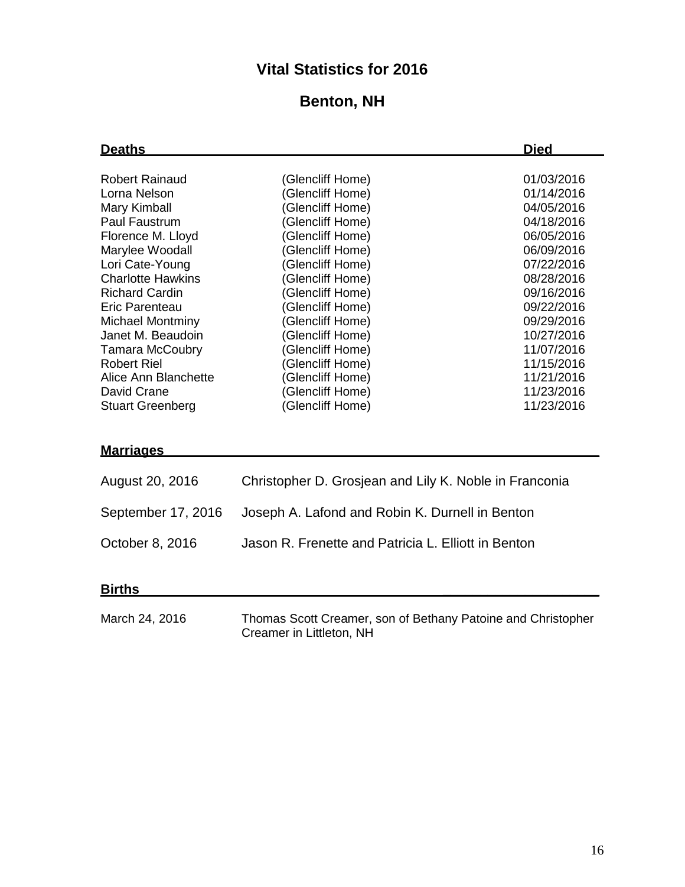# Vital Statistics for 2016

## Benton, NH

### Deaths

| Deaths | | Died |
|---|---|---|
| Robert Rainaud | (Glencliff Home) | 01/03/2016 |
| Lorna Nelson | (Glencliff Home) | 01/14/2016 |
| Mary Kimball | (Glencliff Home) | 04/05/2016 |
| Paul Faustrum | (Glencliff Home) | 04/18/2016 |
| Florence M. Lloyd | (Glencliff Home) | 06/05/2016 |
| Marylee Woodall | (Glencliff Home) | 06/09/2016 |
| Lori Cate-Young | (Glencliff Home) | 07/22/2016 |
| Charlotte Hawkins | (Glencliff Home) | 08/28/2016 |
| Richard Cardin | (Glencliff Home) | 09/16/2016 |
| Eric Parenteau | (Glencliff Home) | 09/22/2016 |
| Michael Montminy | (Glencliff Home) | 09/29/2016 |
| Janet M. Beaudoin | (Glencliff Home) | 10/27/2016 |
| Tamara McCoubry | (Glencliff Home) | 11/07/2016 |
| Robert Riel | (Glencliff Home) | 11/15/2016 |
| Alice Ann Blanchette | (Glencliff Home) | 11/21/2016 |
| David Crane | (Glencliff Home) | 11/23/2016 |
| Stuart Greenberg | (Glencliff Home) | 11/23/2016 |

### Marriages

| | |
|---|---|
| August 20, 2016 | Christopher D. Grosjean and Lily K. Noble in Franconia |
| September 17, 2016 | Joseph A. Lafond and Robin K. Durnell in Benton |
| October 8, 2016 | Jason R. Frenette and Patricia L. Elliott in Benton |

### Births

| | |
|---|---|
| March 24, 2016 | Thomas Scott Creamer, son of Bethany Patoine and Christopher Creamer in Littleton, NH |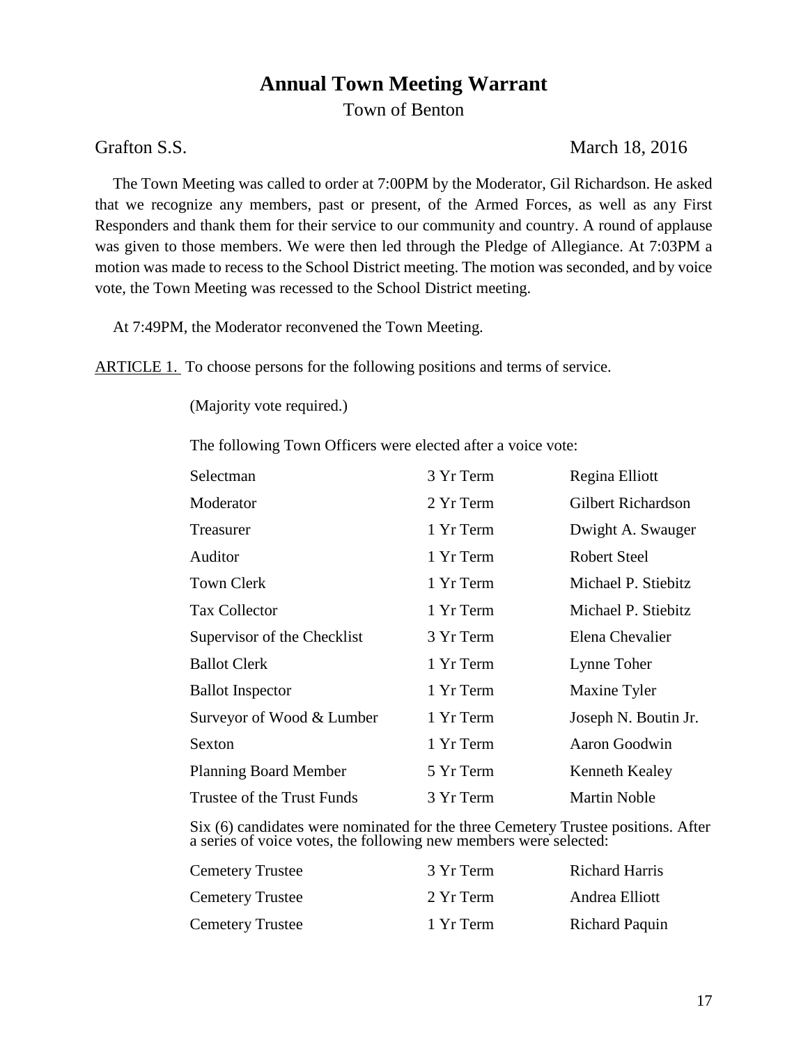# Annual Town Meeting Warrant

Town of Benton

Grafton S.S. March 18, 2016

The Town Meeting was called to order at 7:00PM by the Moderator, Gil Richardson. He asked that we recognize any members, past or present, of the Armed Forces, as well as any First Responders and thank them for their service to our community and country. A round of applause was given to those members. We were then led through the Pledge of Allegiance. At 7:03PM a motion was made to recess to the School District meeting. The motion was seconded, and by voice vote, the Town Meeting was recessed to the School District meeting.

At 7:49PM, the Moderator reconvened the Town Meeting.

ARTICLE 1. To choose persons for the following positions and terms of service.

(Majority vote required.)

The following Town Officers were elected after a voice vote:

| | | |
|---|---|---|
| Selectman | 3 Yr Term | Regina Elliott |
| Moderator | 2 Yr Term | Gilbert Richardson |
| Treasurer | 1 Yr Term | Dwight A. Swauger |
| Auditor | 1 Yr Term | Robert Steel |
| Town Clerk | 1 Yr Term | Michael P. Stiebitz |
| Tax Collector | 1 Yr Term | Michael P. Stiebitz |
| Supervisor of the Checklist | 3 Yr Term | Elena Chevalier |
| Ballot Clerk | 1 Yr Term | Lynne Toher |
| Ballot Inspector | 1 Yr Term | Maxine Tyler |
| Surveyor of Wood & Lumber | 1 Yr Term | Joseph N. Boutin Jr. |
| Sexton | 1 Yr Term | Aaron Goodwin |
| Planning Board Member | 5 Yr Term | Kenneth Kealey |
| Trustee of the Trust Funds | 3 Yr Term | Martin Noble |

Six (6) candidates were nominated for the three Cemetery Trustee positions. After a series of voice votes, the following new members were selected:

| | | |
|---|---|---|
| Cemetery Trustee | 3 Yr Term | Richard Harris |
| Cemetery Trustee | 2 Yr Term | Andrea Elliott |
| Cemetery Trustee | 1 Yr Term | Richard Paquin |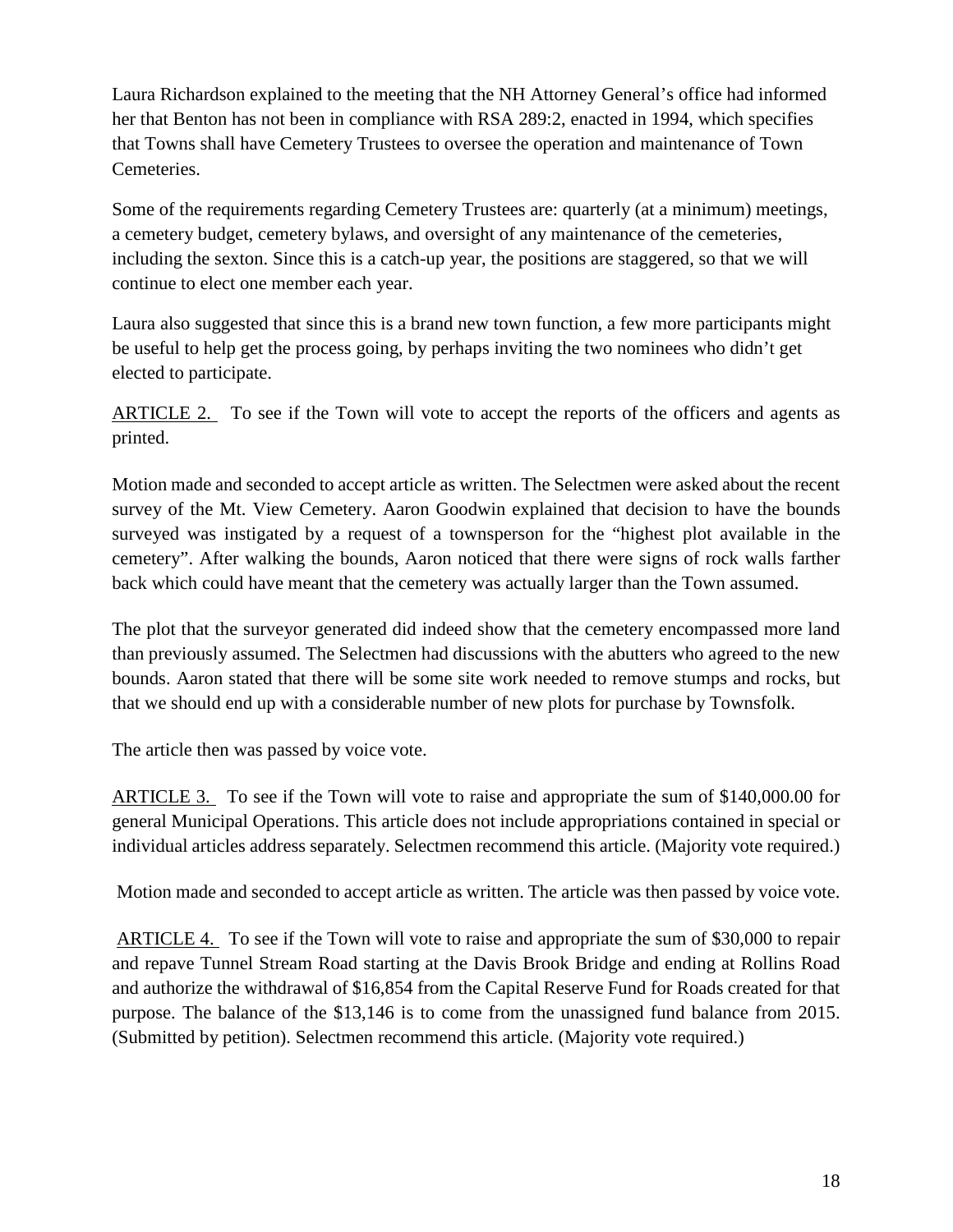Laura Richardson explained to the meeting that the NH Attorney General's office had informed her that Benton has not been in compliance with RSA 289:2, enacted in 1994, which specifies that Towns shall have Cemetery Trustees to oversee the operation and maintenance of Town Cemeteries.

Some of the requirements regarding Cemetery Trustees are: quarterly (at a minimum) meetings, a cemetery budget, cemetery bylaws, and oversight of any maintenance of the cemeteries, including the sexton. Since this is a catch-up year, the positions are staggered, so that we will continue to elect one member each year.

Laura also suggested that since this is a brand new town function, a few more participants might be useful to help get the process going, by perhaps inviting the two nominees who didn't get elected to participate.

<u>ARTICLE 2.</u> To see if the Town will vote to accept the reports of the officers and agents as printed.

Motion made and seconded to accept article as written. The Selectmen were asked about the recent survey of the Mt. View Cemetery. Aaron Goodwin explained that decision to have the bounds surveyed was instigated by a request of a townsperson for the "highest plot available in the cemetery". After walking the bounds, Aaron noticed that there were signs of rock walls farther back which could have meant that the cemetery was actually larger than the Town assumed.

The plot that the surveyor generated did indeed show that the cemetery encompassed more land than previously assumed. The Selectmen had discussions with the abutters who agreed to the new bounds. Aaron stated that there will be some site work needed to remove stumps and rocks, but that we should end up with a considerable number of new plots for purchase by Townsfolk.

The article then was passed by voice vote.

<u>ARTICLE 3.</u> To see if the Town will vote to raise and appropriate the sum of $140,000.00 for general Municipal Operations. This article does not include appropriations contained in special or individual articles address separately. Selectmen recommend this article. (Majority vote required.)

Motion made and seconded to accept article as written. The article was then passed by voice vote.

<u>ARTICLE 4.</u> To see if the Town will vote to raise and appropriate the sum of $30,000 to repair and repave Tunnel Stream Road starting at the Davis Brook Bridge and ending at Rollins Road and authorize the withdrawal of $16,854 from the Capital Reserve Fund for Roads created for that purpose. The balance of the $13,146 is to come from the unassigned fund balance from 2015. (Submitted by petition). Selectmen recommend this article. (Majority vote required.)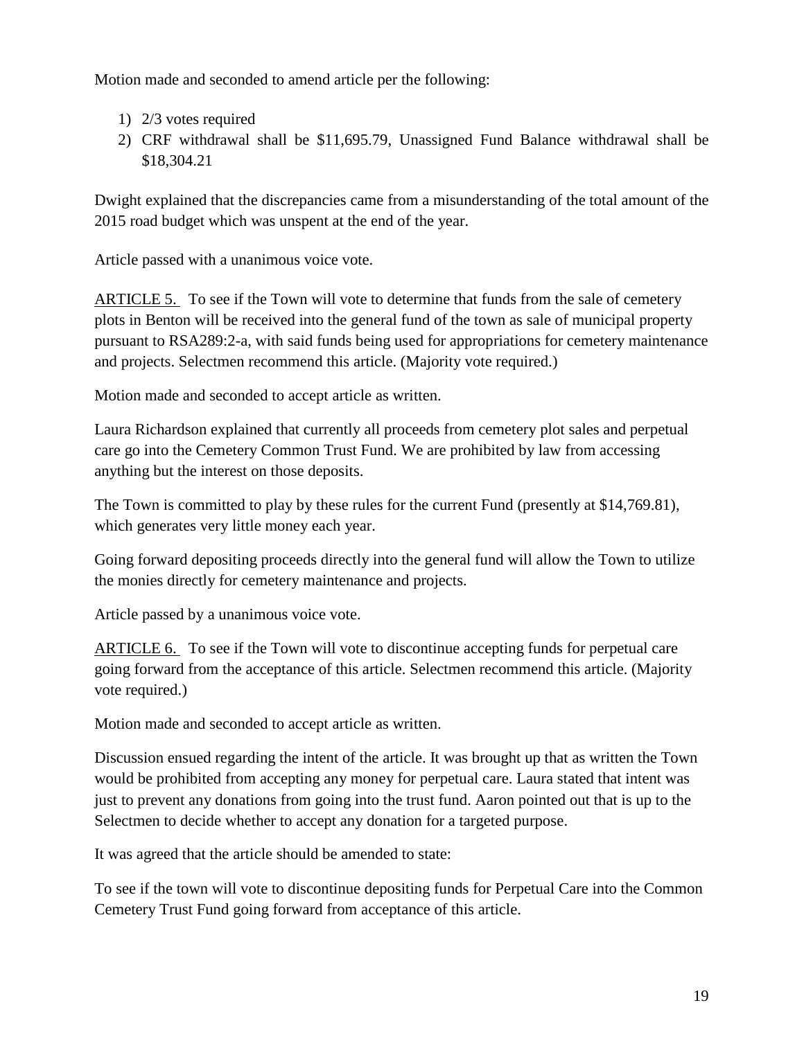Motion made and seconded to amend article per the following:

1) 2/3 votes required
2) CRF withdrawal shall be \$11,695.79, Unassigned Fund Balance withdrawal shall be \$18,304.21

Dwight explained that the discrepancies came from a misunderstanding of the total amount of the 2015 road budget which was unspent at the end of the year.

Article passed with a unanimous voice vote.

<u>ARTICLE 5.</u> To see if the Town will vote to determine that funds from the sale of cemetery plots in Benton will be received into the general fund of the town as sale of municipal property pursuant to RSA289:2-a, with said funds being used for appropriations for cemetery maintenance and projects. Selectmen recommend this article. (Majority vote required.)

Motion made and seconded to accept article as written.

Laura Richardson explained that currently all proceeds from cemetery plot sales and perpetual care go into the Cemetery Common Trust Fund. We are prohibited by law from accessing anything but the interest on those deposits.

The Town is committed to play by these rules for the current Fund (presently at \$14,769.81), which generates very little money each year.

Going forward depositing proceeds directly into the general fund will allow the Town to utilize the monies directly for cemetery maintenance and projects.

Article passed by a unanimous voice vote.

<u>ARTICLE 6.</u> To see if the Town will vote to discontinue accepting funds for perpetual care going forward from the acceptance of this article. Selectmen recommend this article. (Majority vote required.)

Motion made and seconded to accept article as written.

Discussion ensued regarding the intent of the article. It was brought up that as written the Town would be prohibited from accepting any money for perpetual care. Laura stated that intent was just to prevent any donations from going into the trust fund. Aaron pointed out that is up to the Selectmen to decide whether to accept any donation for a targeted purpose.

It was agreed that the article should be amended to state:

To see if the town will vote to discontinue depositing funds for Perpetual Care into the Common Cemetery Trust Fund going forward from acceptance of this article.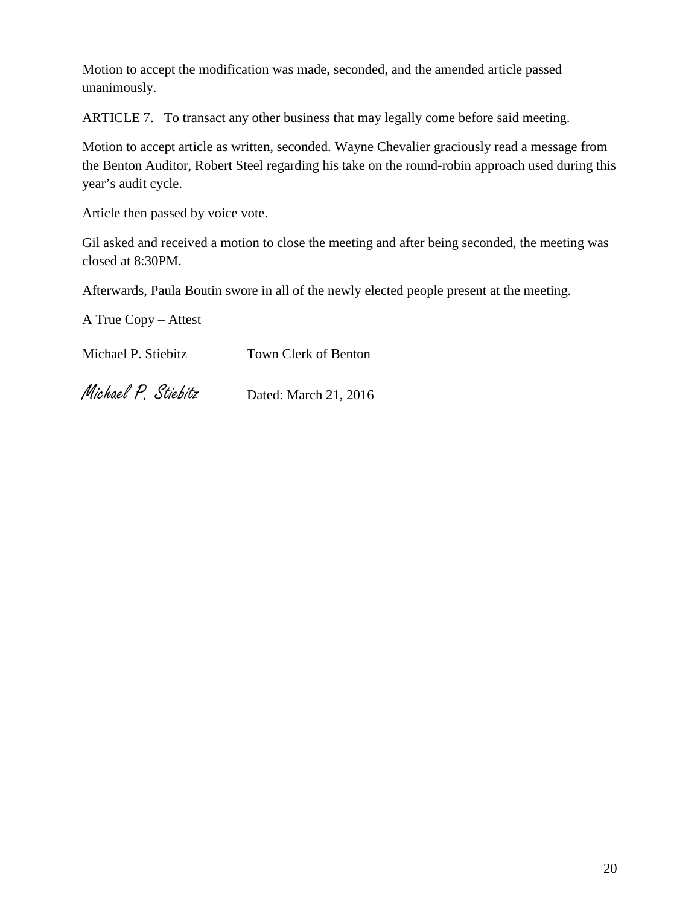Motion to accept the modification was made, seconded, and the amended article passed unanimously.

ARTICLE 7. To transact any other business that may legally come before said meeting.

Motion to accept article as written, seconded. Wayne Chevalier graciously read a message from the Benton Auditor, Robert Steel regarding his take on the round-robin approach used during this year's audit cycle.

Article then passed by voice vote.

Gil asked and received a motion to close the meeting and after being seconded, the meeting was closed at 8:30PM.

Afterwards, Paula Boutin swore in all of the newly elected people present at the meeting.

A True Copy – Attest

Michael P. Stiebitz Town Clerk of Benton

*Michael P. Stiebitz* Dated: March 21, 2016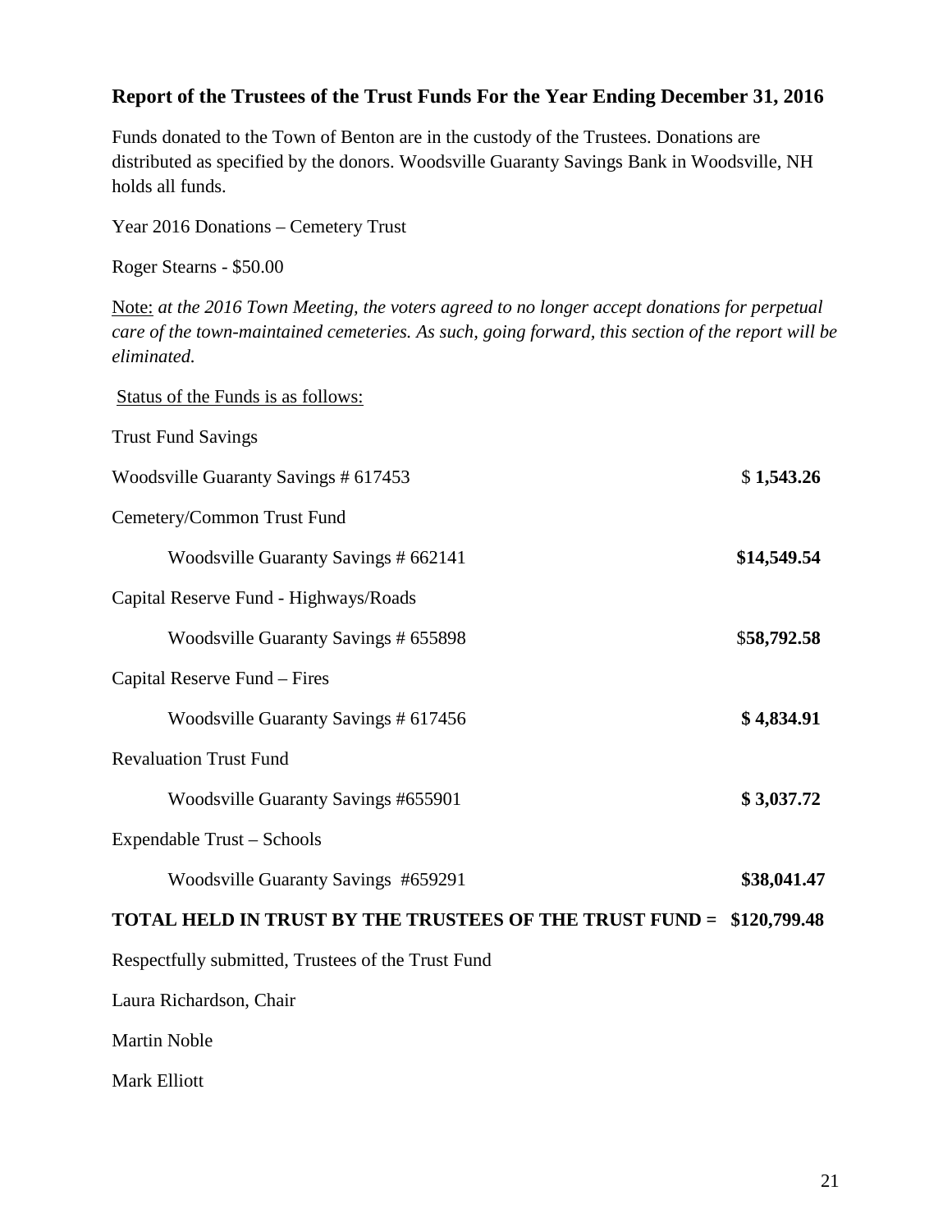## Report of the Trustees of the Trust Funds For the Year Ending December 31, 2016

Funds donated to the Town of Benton are in the custody of the Trustees. Donations are distributed as specified by the donors. Woodsville Guaranty Savings Bank in Woodsville, NH holds all funds.

Year 2016 Donations – Cemetery Trust

Roger Stearns - $50.00

Note: *at the 2016 Town Meeting, the voters agreed to no longer accept donations for perpetual care of the town-maintained cemeteries. As such, going forward, this section of the report will be eliminated.*

Status of the Funds is as follows:

| | |
|---|---|
| Trust Fund Savings | |
| Woodsville Guaranty Savings # 617453 | $ **1,543.26** |
| Cemetery/Common Trust Fund | |
| Woodsville Guaranty Savings # 662141 | **$14,549.54** |
| Capital Reserve Fund - Highways/Roads | |
| Woodsville Guaranty Savings # 655898 | $**58,792.58** |
| Capital Reserve Fund – Fires | |
| Woodsville Guaranty Savings # 617456 | **$ 4,834.91** |
| Revaluation Trust Fund | |
| Woodsville Guaranty Savings #655901 | **$ 3,037.72** |
| Expendable Trust – Schools | |
| Woodsville Guaranty Savings #659291 | **$38,041.47** |
| **TOTAL HELD IN TRUST BY THE TRUSTEES OF THE TRUST FUND =** | **$120,799.48** |

Respectfully submitted, Trustees of the Trust Fund

Laura Richardson, Chair

Martin Noble

Mark Elliott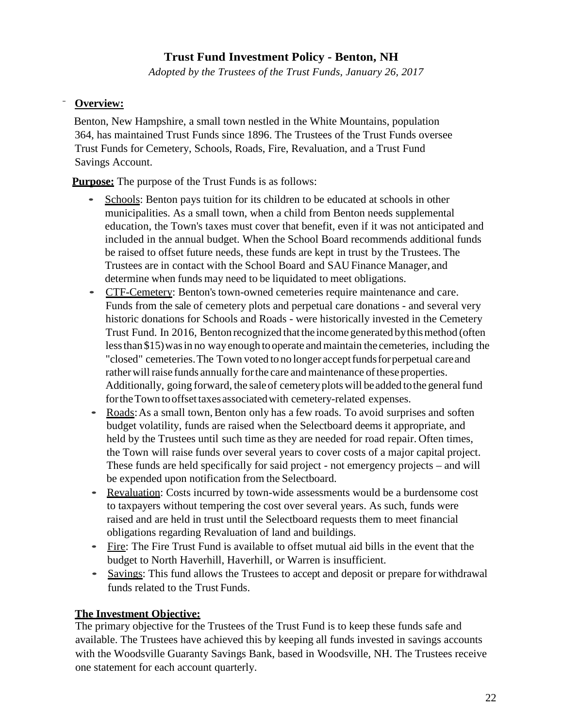# Trust Fund Investment Policy - Benton, NH

*Adopted by the Trustees of the Trust Funds, January 26, 2017*

**Overview:**

Benton, New Hampshire, a small town nestled in the White Mountains, population 364, has maintained Trust Funds since 1896. The Trustees of the Trust Funds oversee Trust Funds for Cemetery, Schools, Roads, Fire, Revaluation, and a Trust Fund Savings Account.

**Purpose:** The purpose of the Trust Funds is as follows:

- Schools: Benton pays tuition for its children to be educated at schools in other municipalities. As a small town, when a child from Benton needs supplemental education, the Town's taxes must cover that benefit, even if it was not anticipated and included in the annual budget. When the School Board recommends additional funds be raised to offset future needs, these funds are kept in trust by the Trustees. The Trustees are in contact with the School Board and SAU Finance Manager, and determine when funds may need to be liquidated to meet obligations.
- CTF-Cemetery: Benton's town-owned cemeteries require maintenance and care. Funds from the sale of cemetery plots and perpetual care donations - and several very historic donations for Schools and Roads - were historically invested in the Cemetery Trust Fund. In 2016, Benton recognized that the income generated by this method (often less than $15) was in no way enough to operate and maintain the cemeteries, including the "closed" cemeteries. The Town voted to no longer accept funds for perpetual care and rather will raise funds annually for the care and maintenance of these properties. Additionally, going forward, the sale of cemetery plots will be added to the general fund for the Town to offset taxes associated with cemetery-related expenses.
- Roads: As a small town, Benton only has a few roads. To avoid surprises and soften budget volatility, funds are raised when the Selectboard deems it appropriate, and held by the Trustees until such time as they are needed for road repair. Often times, the Town will raise funds over several years to cover costs of a major capital project. These funds are held specifically for said project - not emergency projects – and will be expended upon notification from the Selectboard.
- Revaluation: Costs incurred by town-wide assessments would be a burdensome cost to taxpayers without tempering the cost over several years. As such, funds were raised and are held in trust until the Selectboard requests them to meet financial obligations regarding Revaluation of land and buildings.
- Fire: The Fire Trust Fund is available to offset mutual aid bills in the event that the budget to North Haverhill, Haverhill, or Warren is insufficient.
- Savings: This fund allows the Trustees to accept and deposit or prepare for withdrawal funds related to the Trust Funds.

**The Investment Objective:**

The primary objective for the Trustees of the Trust Fund is to keep these funds safe and available. The Trustees have achieved this by keeping all funds invested in savings accounts with the Woodsville Guaranty Savings Bank, based in Woodsville, NH. The Trustees receive one statement for each account quarterly.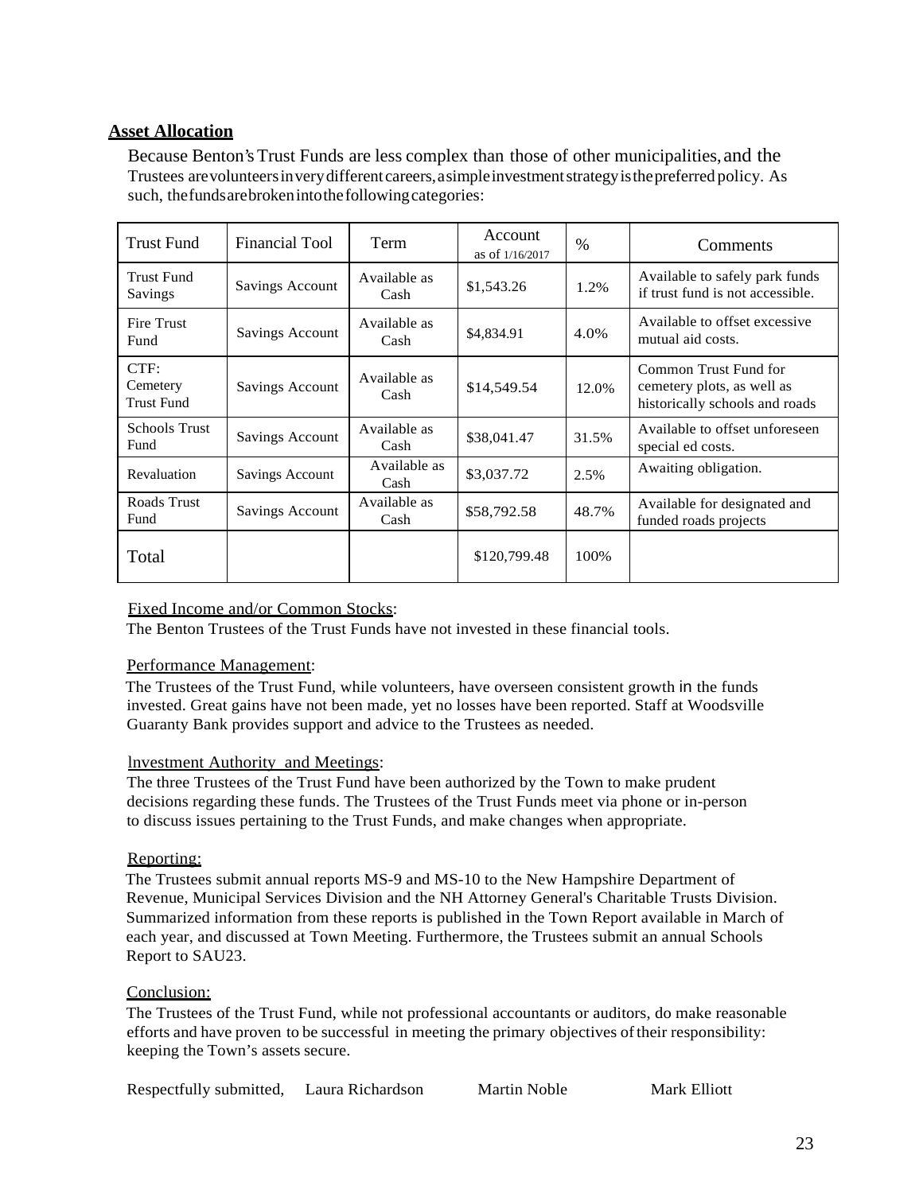## Asset Allocation

Because Benton's Trust Funds are less complex than those of other municipalities, and the Trustees are volunteers in very different careers, a simple investment strategy is the preferred policy. As such, the funds are broken into the following categories:

| Trust Fund | Financial Tool | Term | Account as of 1/16/2017 | % | Comments |
|---|---|---|---|---|---|
| Trust Fund Savings | Savings Account | Available as Cash | $1,543.26 | 1.2% | Available to safely park funds if trust fund is not accessible. |
| Fire Trust Fund | Savings Account | Available as Cash | $4,834.91 | 4.0% | Available to offset excessive mutual aid costs. |
| CTF: Cemetery Trust Fund | Savings Account | Available as Cash | $14,549.54 | 12.0% | Common Trust Fund for cemetery plots, as well as historically schools and roads |
| Schools Trust Fund | Savings Account | Available as Cash | $38,041.47 | 31.5% | Available to offset unforeseen special ed costs. |
| Revaluation | Savings Account | Available as Cash | $3,037.72 | 2.5% | Awaiting obligation. |
| Roads Trust Fund | Savings Account | Available as Cash | $58,792.58 | 48.7% | Available for designated and funded roads projects |
| Total | | | $120,799.48 | 100% | |

Fixed Income and/or Common Stocks:

The Benton Trustees of the Trust Funds have not invested in these financial tools.

Performance Management:

The Trustees of the Trust Fund, while volunteers, have overseen consistent growth in the funds invested. Great gains have not been made, yet no losses have been reported. Staff at Woodsville Guaranty Bank provides support and advice to the Trustees as needed.

Investment Authority and Meetings:

The three Trustees of the Trust Fund have been authorized by the Town to make prudent decisions regarding these funds. The Trustees of the Trust Funds meet via phone or in-person to discuss issues pertaining to the Trust Funds, and make changes when appropriate.

Reporting:

The Trustees submit annual reports MS-9 and MS-10 to the New Hampshire Department of Revenue, Municipal Services Division and the NH Attorney General's Charitable Trusts Division. Summarized information from these reports is published in the Town Report available in March of each year, and discussed at Town Meeting. Furthermore, the Trustees submit an annual Schools Report to SAU23.

Conclusion:

The Trustees of the Trust Fund, while not professional accountants or auditors, do make reasonable efforts and have proven to be successful in meeting the primary objectives of their responsibility: keeping the Town's assets secure.

Respectfully submitted, Laura Richardson Martin Noble Mark Elliott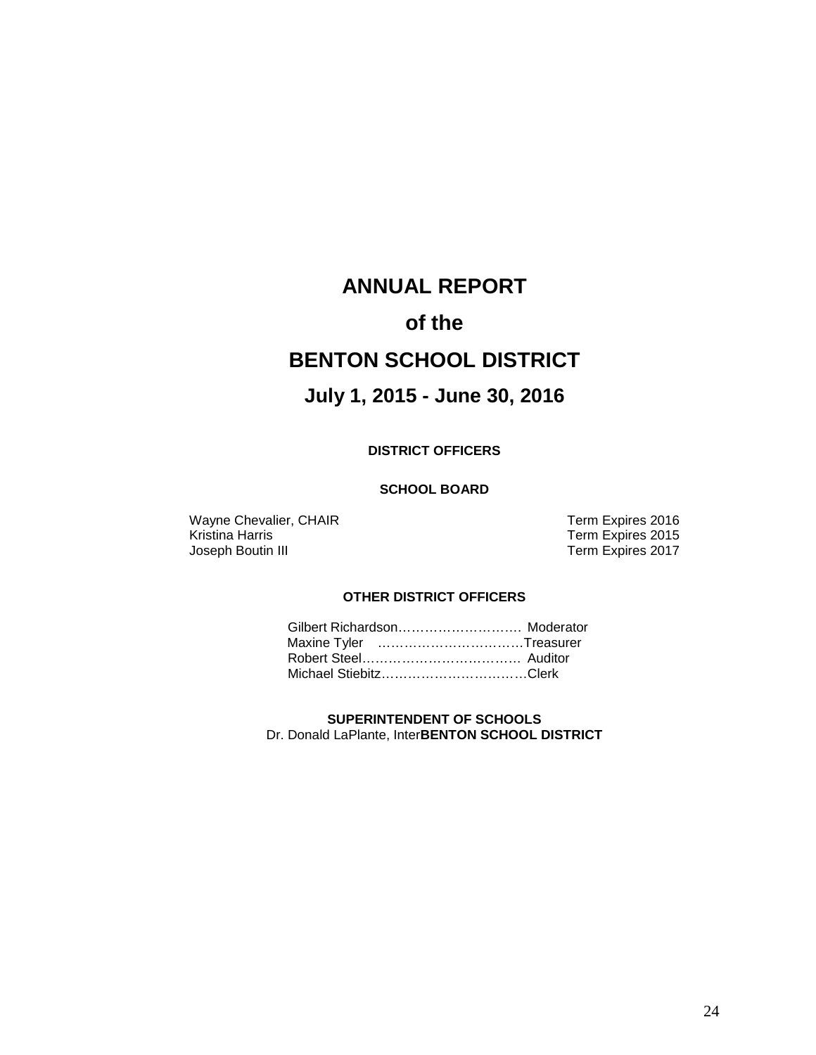# ANNUAL REPORT

# of the

# BENTON SCHOOL DISTRICT

## July 1, 2015 - June 30, 2016

**DISTRICT OFFICERS**

**SCHOOL BOARD**

| | |
|---|---|
| Wayne Chevalier, CHAIR | Term Expires 2016 |
| Kristina Harris | Term Expires 2015 |
| Joseph Boutin III | Term Expires 2017 |

**OTHER DISTRICT OFFICERS**

Gilbert Richardson………………………. Moderator
Maxine Tyler ……………………………Treasurer
Robert Steel……………………………… Auditor
Michael Stiebitz……………………………Clerk

**SUPERINTENDENT OF SCHOOLS**
Dr. Donald LaPlante, Inter**BENTON SCHOOL DISTRICT**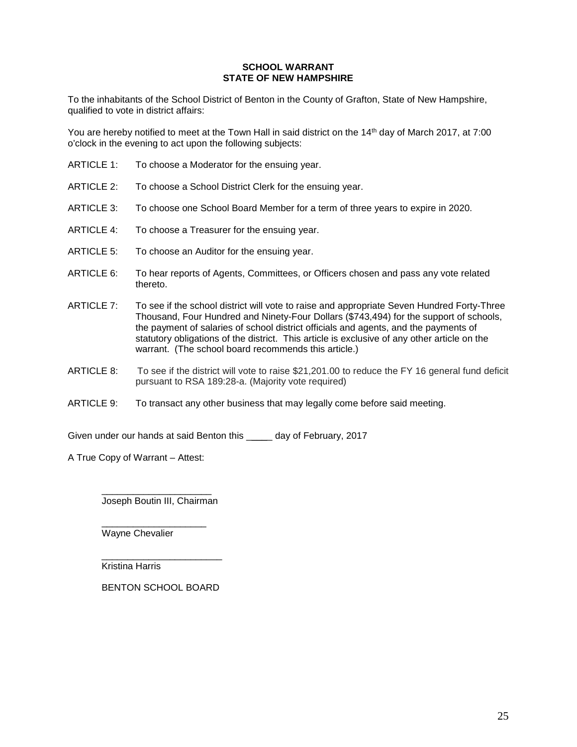**SCHOOL WARRANT**
**STATE OF NEW HAMPSHIRE**

To the inhabitants of the School District of Benton in the County of Grafton, State of New Hampshire, qualified to vote in district affairs:

You are hereby notified to meet at the Town Hall in said district on the 14th day of March 2017, at 7:00 o'clock in the evening to act upon the following subjects:

ARTICLE 1: To choose a Moderator for the ensuing year.

ARTICLE 2: To choose a School District Clerk for the ensuing year.

ARTICLE 3: To choose one School Board Member for a term of three years to expire in 2020.

ARTICLE 4: To choose a Treasurer for the ensuing year.

ARTICLE 5: To choose an Auditor for the ensuing year.

ARTICLE 6: To hear reports of Agents, Committees, or Officers chosen and pass any vote related thereto.

ARTICLE 7: To see if the school district will vote to raise and appropriate Seven Hundred Forty-Three Thousand, Four Hundred and Ninety-Four Dollars ($743,494) for the support of schools, the payment of salaries of school district officials and agents, and the payments of statutory obligations of the district. This article is exclusive of any other article on the warrant. (The school board recommends this article.)

ARTICLE 8: To see if the district will vote to raise $21,201.00 to reduce the FY 16 general fund deficit pursuant to RSA 189:28-a. (Majority vote required)

ARTICLE 9: To transact any other business that may legally come before said meeting.

Given under our hands at said Benton this _____ day of February, 2017

A True Copy of Warrant – Attest:

_____________________
Joseph Boutin III, Chairman

____________________
Wayne Chevalier

_______________________
Kristina Harris

BENTON SCHOOL BOARD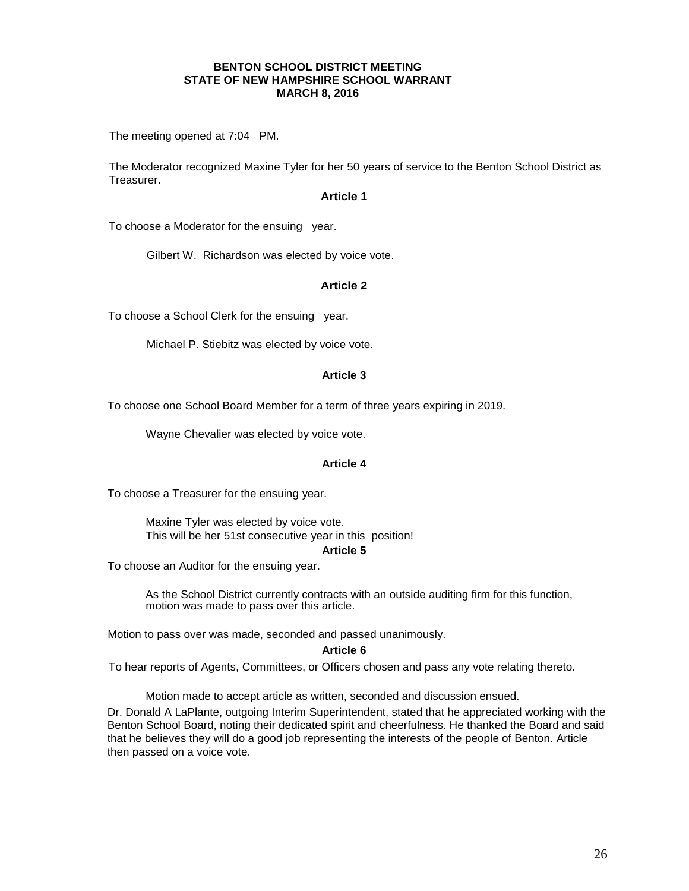**BENTON SCHOOL DISTRICT MEETING**
**STATE OF NEW HAMPSHIRE SCHOOL WARRANT**
**MARCH 8, 2016**

The meeting opened at 7:04 PM.

The Moderator recognized Maxine Tyler for her 50 years of service to the Benton School District as Treasurer.

**Article 1**

To choose a Moderator for the ensuing year.

Gilbert W. Richardson was elected by voice vote.

**Article 2**

To choose a School Clerk for the ensuing year.

Michael P. Stiebitz was elected by voice vote.

**Article 3**

To choose one School Board Member for a term of three years expiring in 2019.

Wayne Chevalier was elected by voice vote.

**Article 4**

To choose a Treasurer for the ensuing year.

Maxine Tyler was elected by voice vote.
This will be her 51st consecutive year in this position!

**Article 5**

To choose an Auditor for the ensuing year.

As the School District currently contracts with an outside auditing firm for this function, motion was made to pass over this article.

Motion to pass over was made, seconded and passed unanimously.

**Article 6**

To hear reports of Agents, Committees, or Officers chosen and pass any vote relating thereto.

Motion made to accept article as written, seconded and discussion ensued.

Dr. Donald A LaPlante, outgoing Interim Superintendent, stated that he appreciated working with the Benton School Board, noting their dedicated spirit and cheerfulness. He thanked the Board and said that he believes they will do a good job representing the interests of the people of Benton. Article then passed on a voice vote.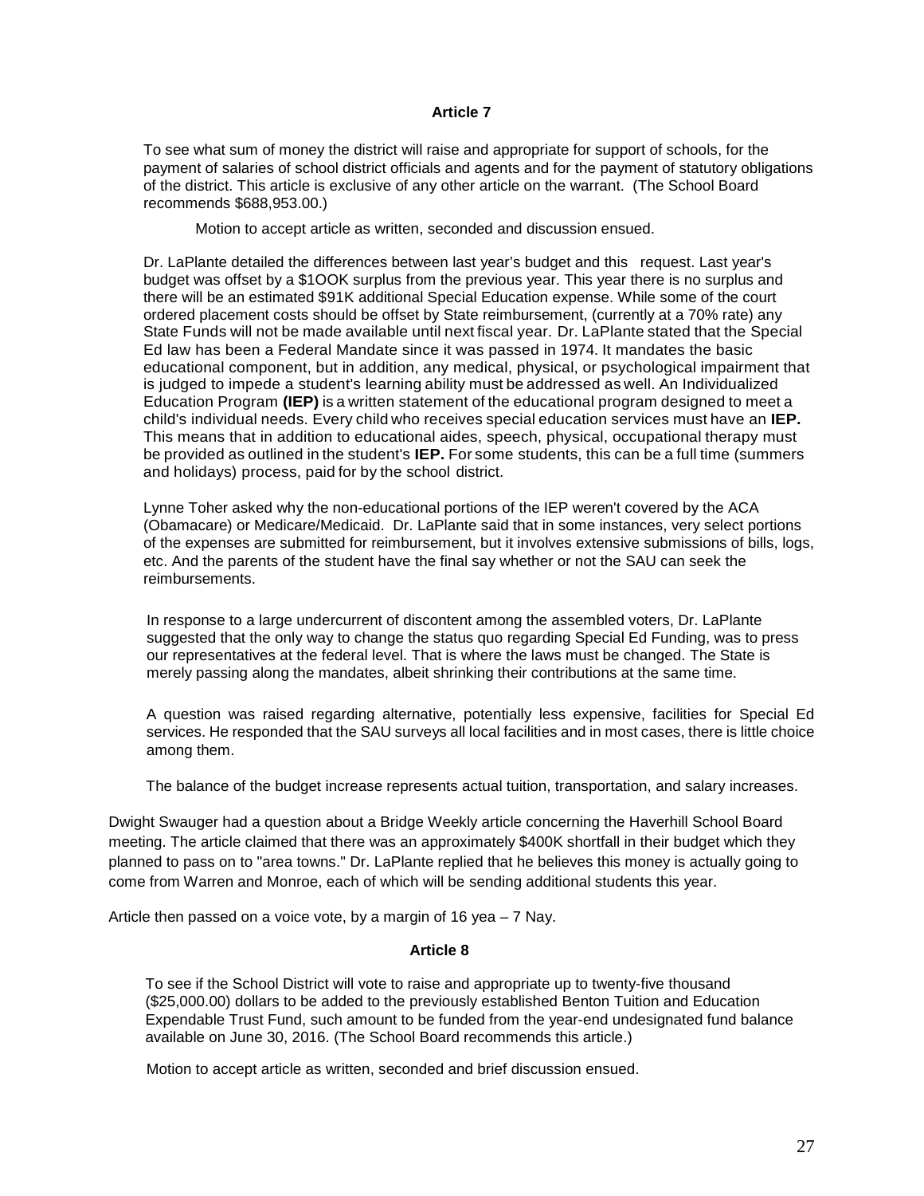### Article 7

To see what sum of money the district will raise and appropriate for support of schools, for the payment of salaries of school district officials and agents and for the payment of statutory obligations of the district. This article is exclusive of any other article on the warrant. (The School Board recommends $688,953.00.)

Motion to accept article as written, seconded and discussion ensued.

Dr. LaPlante detailed the differences between last year's budget and this request. Last year's budget was offset by a $1OOK surplus from the previous year. This year there is no surplus and there will be an estimated $91K additional Special Education expense. While some of the court ordered placement costs should be offset by State reimbursement, (currently at a 70% rate) any State Funds will not be made available until next fiscal year. Dr. LaPlante stated that the Special Ed law has been a Federal Mandate since it was passed in 1974. It mandates the basic educational component, but in addition, any medical, physical, or psychological impairment that is judged to impede a student's learning ability must be addressed as well. An Individualized Education Program **(IEP)** is a written statement of the educational program designed to meet a child's individual needs. Every child who receives special education services must have an **IEP.** This means that in addition to educational aides, speech, physical, occupational therapy must be provided as outlined in the student's **IEP.** For some students, this can be a full time (summers and holidays) process, paid for by the school district.

Lynne Toher asked why the non-educational portions of the IEP weren't covered by the ACA (Obamacare) or Medicare/Medicaid. Dr. LaPlante said that in some instances, very select portions of the expenses are submitted for reimbursement, but it involves extensive submissions of bills, logs, etc. And the parents of the student have the final say whether or not the SAU can seek the reimbursements.

In response to a large undercurrent of discontent among the assembled voters, Dr. LaPlante suggested that the only way to change the status quo regarding Special Ed Funding, was to press our representatives at the federal level. That is where the laws must be changed. The State is merely passing along the mandates, albeit shrinking their contributions at the same time.

A question was raised regarding alternative, potentially less expensive, facilities for Special Ed services. He responded that the SAU surveys all local facilities and in most cases, there is little choice among them.

The balance of the budget increase represents actual tuition, transportation, and salary increases.

Dwight Swauger had a question about a Bridge Weekly article concerning the Haverhill School Board meeting. The article claimed that there was an approximately $400K shortfall in their budget which they planned to pass on to "area towns." Dr. LaPlante replied that he believes this money is actually going to come from Warren and Monroe, each of which will be sending additional students this year.

Article then passed on a voice vote, by a margin of 16 yea – 7 Nay.

### Article 8

To see if the School District will vote to raise and appropriate up to twenty-five thousand ($25,000.00) dollars to be added to the previously established Benton Tuition and Education Expendable Trust Fund, such amount to be funded from the year-end undesignated fund balance available on June 30, 2016. (The School Board recommends this article.)

Motion to accept article as written, seconded and brief discussion ensued.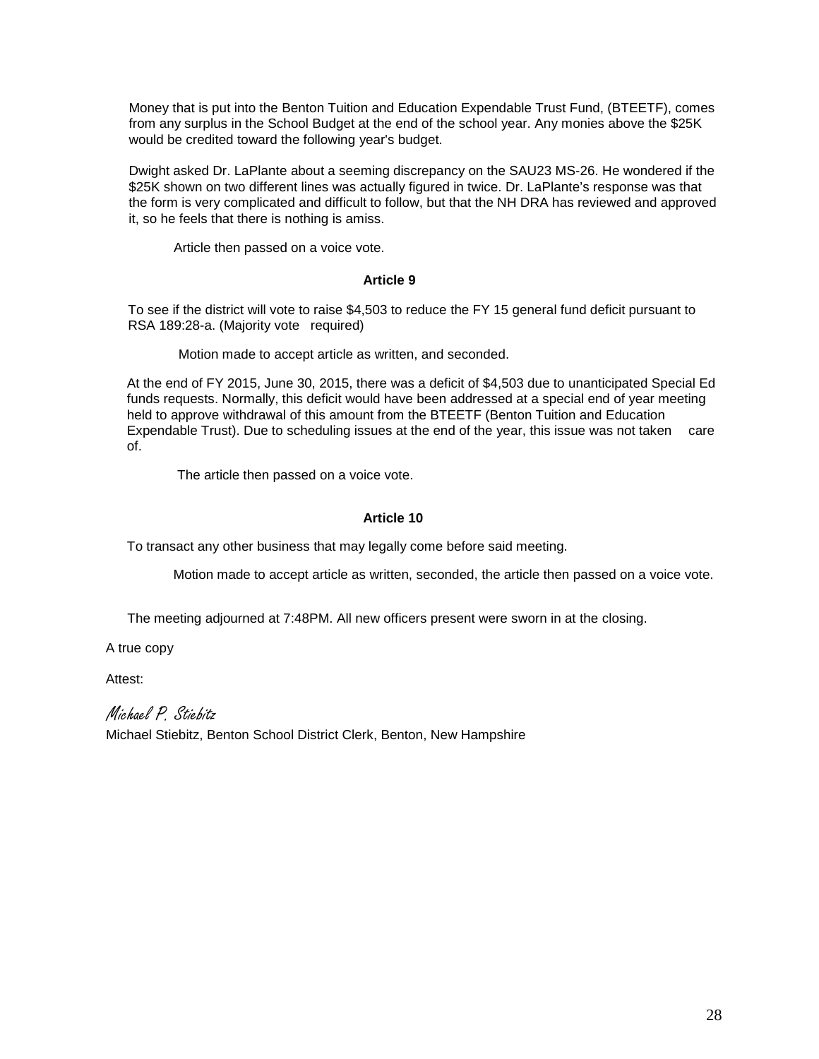Money that is put into the Benton Tuition and Education Expendable Trust Fund, (BTEETF), comes from any surplus in the School Budget at the end of the school year. Any monies above the $25K would be credited toward the following year's budget.

Dwight asked Dr. LaPlante about a seeming discrepancy on the SAU23 MS-26. He wondered if the $25K shown on two different lines was actually figured in twice. Dr. LaPlante's response was that the form is very complicated and difficult to follow, but that the NH DRA has reviewed and approved it, so he feels that there is nothing is amiss.

Article then passed on a voice vote.

**Article 9**

To see if the district will vote to raise $4,503 to reduce the FY 15 general fund deficit pursuant to RSA 189:28-a. (Majority vote required)

Motion made to accept article as written, and seconded.

At the end of FY 2015, June 30, 2015, there was a deficit of $4,503 due to unanticipated Special Ed funds requests. Normally, this deficit would have been addressed at a special end of year meeting held to approve withdrawal of this amount from the BTEETF (Benton Tuition and Education Expendable Trust). Due to scheduling issues at the end of the year, this issue was not taken care of.

The article then passed on a voice vote.

**Article 10**

To transact any other business that may legally come before said meeting.

Motion made to accept article as written, seconded, the article then passed on a voice vote.

The meeting adjourned at 7:48PM. All new officers present were sworn in at the closing.

A true copy

Attest:

*Michael P. Stiebitz*

Michael Stiebitz, Benton School District Clerk, Benton, New Hampshire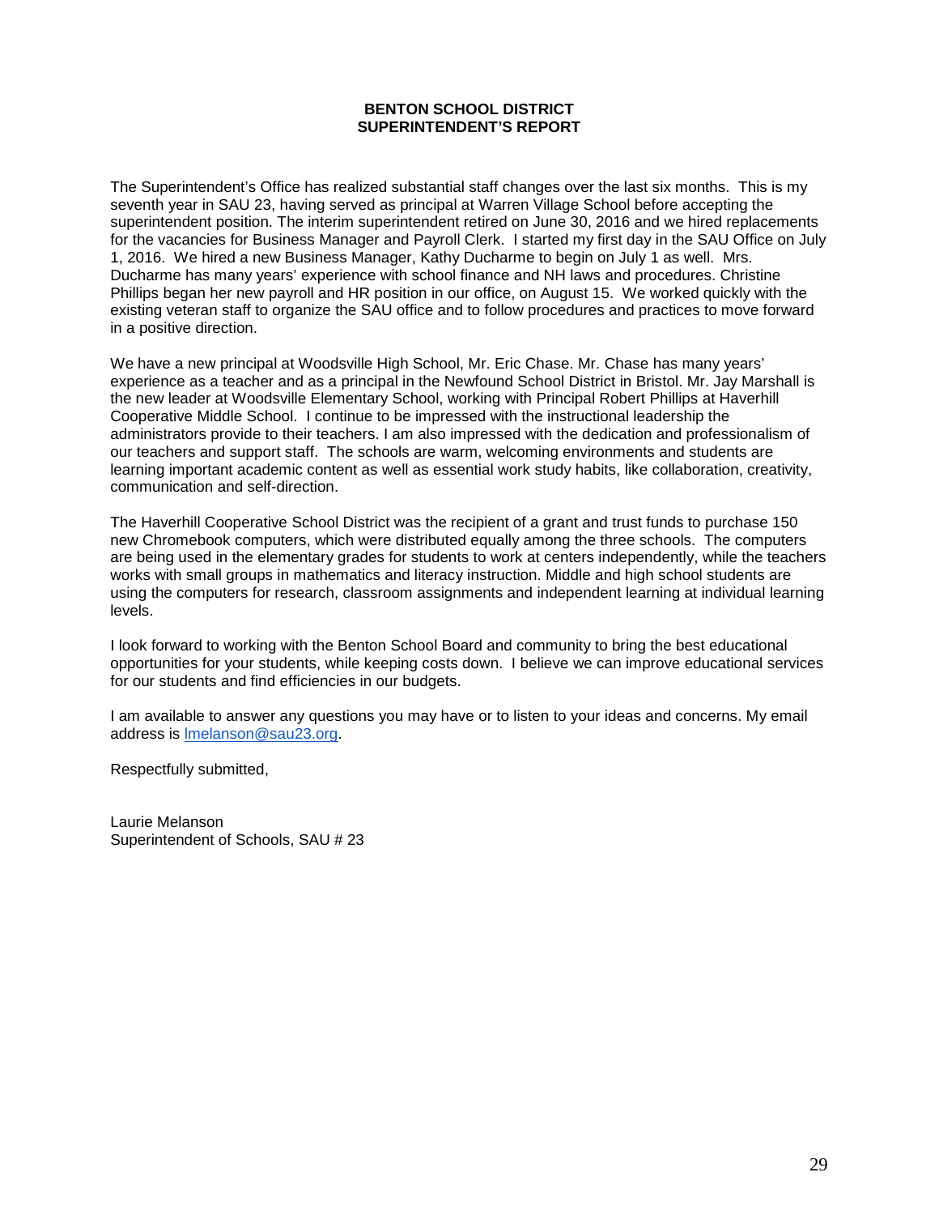# BENTON SCHOOL DISTRICT
## SUPERINTENDENT'S REPORT

The Superintendent's Office has realized substantial staff changes over the last six months. This is my seventh year in SAU 23, having served as principal at Warren Village School before accepting the superintendent position. The interim superintendent retired on June 30, 2016 and we hired replacements for the vacancies for Business Manager and Payroll Clerk. I started my first day in the SAU Office on July 1, 2016. We hired a new Business Manager, Kathy Ducharme to begin on July 1 as well. Mrs. Ducharme has many years' experience with school finance and NH laws and procedures. Christine Phillips began her new payroll and HR position in our office, on August 15. We worked quickly with the existing veteran staff to organize the SAU office and to follow procedures and practices to move forward in a positive direction.

We have a new principal at Woodsville High School, Mr. Eric Chase. Mr. Chase has many years' experience as a teacher and as a principal in the Newfound School District in Bristol. Mr. Jay Marshall is the new leader at Woodsville Elementary School, working with Principal Robert Phillips at Haverhill Cooperative Middle School. I continue to be impressed with the instructional leadership the administrators provide to their teachers. I am also impressed with the dedication and professionalism of our teachers and support staff. The schools are warm, welcoming environments and students are learning important academic content as well as essential work study habits, like collaboration, creativity, communication and self-direction.

The Haverhill Cooperative School District was the recipient of a grant and trust funds to purchase 150 new Chromebook computers, which were distributed equally among the three schools. The computers are being used in the elementary grades for students to work at centers independently, while the teachers works with small groups in mathematics and literacy instruction. Middle and high school students are using the computers for research, classroom assignments and independent learning at individual learning levels.

I look forward to working with the Benton School Board and community to bring the best educational opportunities for your students, while keeping costs down. I believe we can improve educational services for our students and find efficiencies in our budgets.

I am available to answer any questions you may have or to listen to your ideas and concerns. My email address is lmelanson@sau23.org.

Respectfully submitted,

Laurie Melanson
Superintendent of Schools, SAU # 23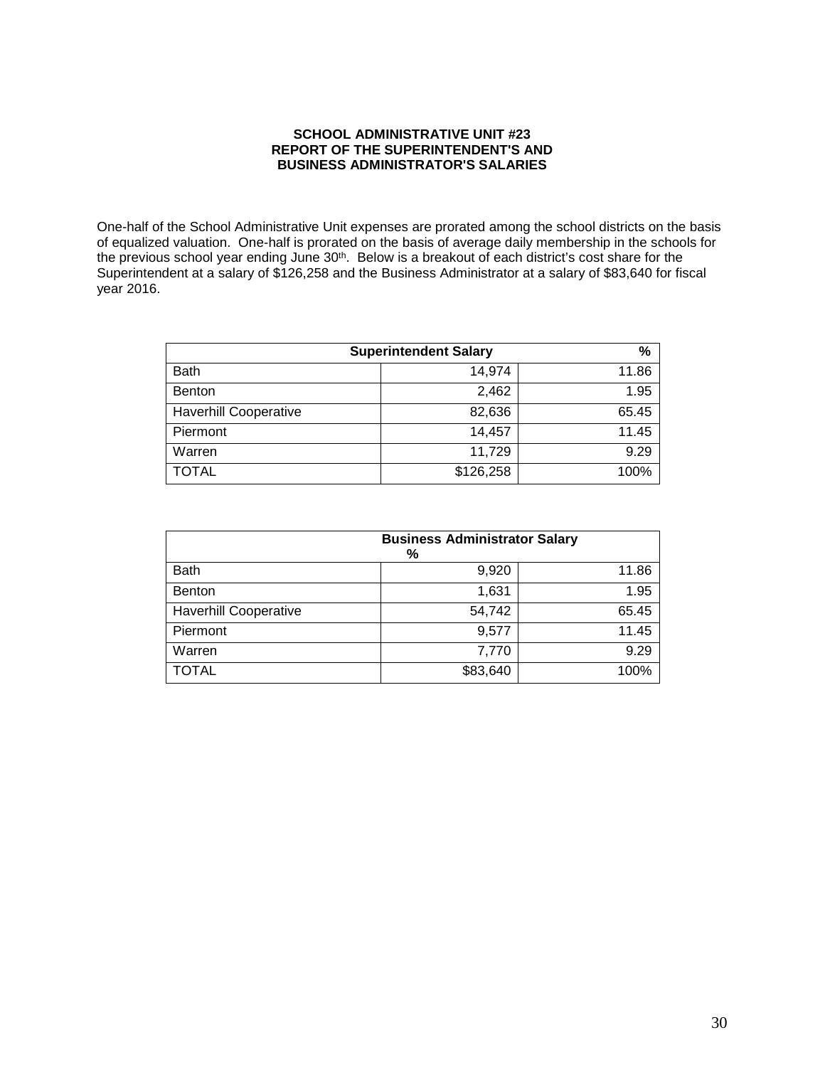**SCHOOL ADMINISTRATIVE UNIT #23**
**REPORT OF THE SUPERINTENDENT'S AND**
**BUSINESS ADMINISTRATOR'S SALARIES**

One-half of the School Administrative Unit expenses are prorated among the school districts on the basis of equalized valuation. One-half is prorated on the basis of average daily membership in the schools for the previous school year ending June 30th. Below is a breakout of each district's cost share for the Superintendent at a salary of $126,258 and the Business Administrator at a salary of $83,640 for fiscal year 2016.

| | **Superintendent Salary** | **%** |
|---|---:|---:|
| Bath | 14,974 | 11.86 |
| Benton | 2,462 | 1.95 |
| Haverhill Cooperative | 82,636 | 65.45 |
| Piermont | 14,457 | 11.45 |
| Warren | 11,729 | 9.29 |
| TOTAL | $126,258 | 100% |

| | **Business Administrator Salary** | **%** |
|---|---:|---:|
| Bath | 9,920 | 11.86 |
| Benton | 1,631 | 1.95 |
| Haverhill Cooperative | 54,742 | 65.45 |
| Piermont | 9,577 | 11.45 |
| Warren | 7,770 | 9.29 |
| TOTAL | $83,640 | 100% |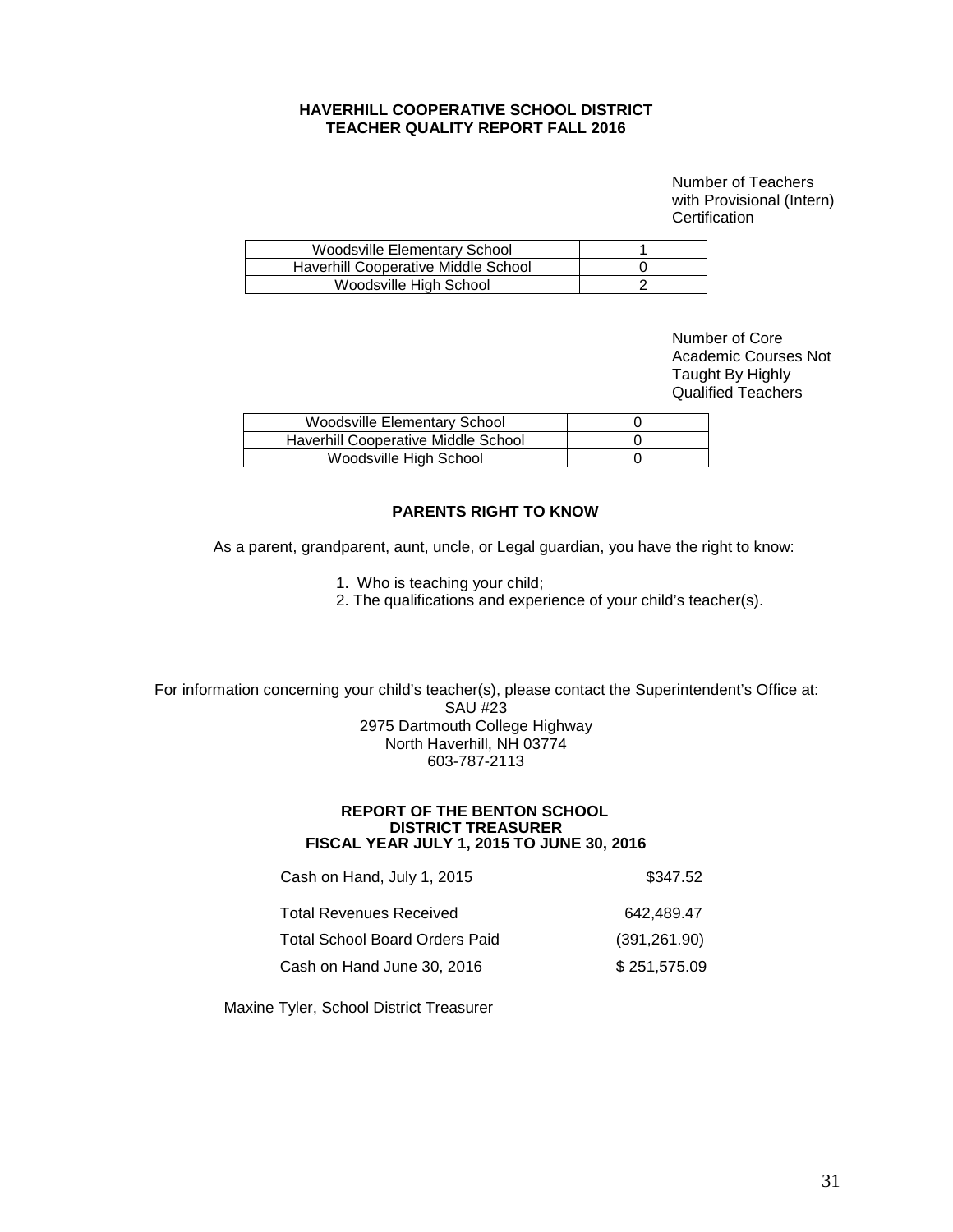**HAVERHILL COOPERATIVE SCHOOL DISTRICT**
**TEACHER QUALITY REPORT FALL 2016**

| | Number of Teachers with Provisional (Intern) Certification |
|---|---|
| Woodsville Elementary School | 1 |
| Haverhill Cooperative Middle School | 0 |
| Woodsville High School | 2 |

| | Number of Core Academic Courses Not Taught By Highly Qualified Teachers |
|---|---|
| Woodsville Elementary School | 0 |
| Haverhill Cooperative Middle School | 0 |
| Woodsville High School | 0 |

**PARENTS RIGHT TO KNOW**

As a parent, grandparent, aunt, uncle, or Legal guardian, you have the right to know:

1. Who is teaching your child;
2. The qualifications and experience of your child's teacher(s).

For information concerning your child's teacher(s), please contact the Superintendent's Office at:
SAU #23
2975 Dartmouth College Highway
North Haverhill, NH 03774
603-787-2113

**REPORT OF THE BENTON SCHOOL DISTRICT TREASURER**
**FISCAL YEAR JULY 1, 2015 TO JUNE 30, 2016**

| | |
|---|---|
| Cash on Hand, July 1, 2015 | $347.52 |
| Total Revenues Received | 642,489.47 |
| Total School Board Orders Paid | (391,261.90) |
| Cash on Hand June 30, 2016 | $ 251,575.09 |

Maxine Tyler, School District Treasurer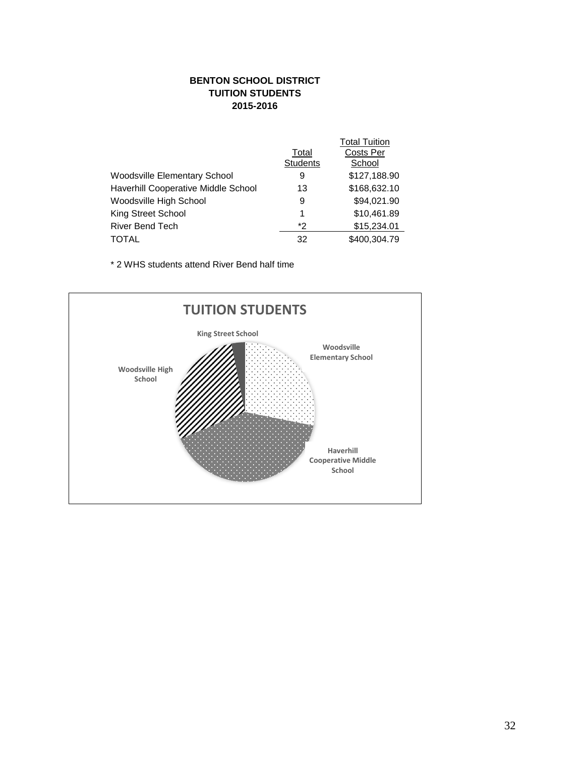**BENTON SCHOOL DISTRICT**
**TUITION STUDENTS**
**2015-2016**

| | Total Students | Total Tuition Costs Per School |
|---|---|---|
| Woodsville Elementary School | 9 | $127,188.90 |
| Haverhill Cooperative Middle School | 13 | $168,632.10 |
| Woodsville High School | 9 | $94,021.90 |
| King Street School | 1 | $10,461.89 |
| River Bend Tech | *2 | $15,234.01 |
| TOTAL | 32 | $400,304.79 |

* 2 WHS students attend River Bend half time

**TUITION STUDENTS**

King Street School

Woodsville Elementary School

Woodsville High School

Haverhill Cooperative Middle School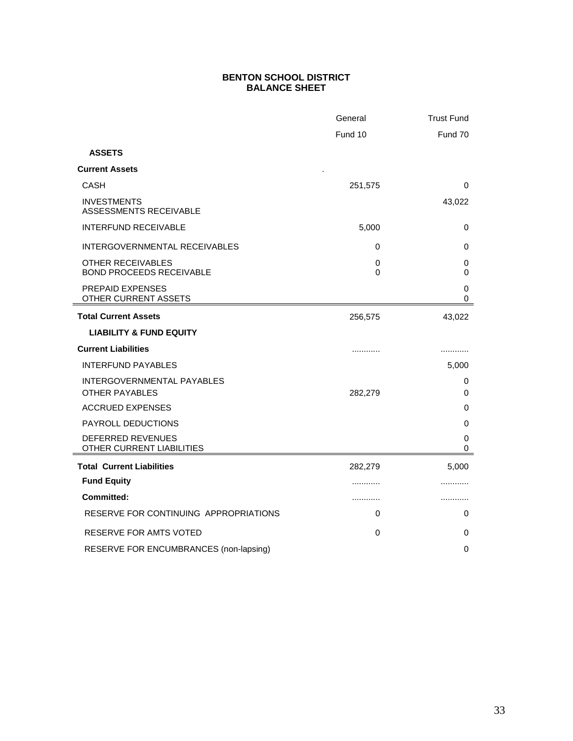# BENTON SCHOOL DISTRICT
## BALANCE SHEET

| | General<br>Fund 10 | Trust Fund<br>Fund 70 |
|---|---|---|
| **ASSETS** | | |
| **Current Assets** | . | |
| CASH | 251,575 | 0 |
| INVESTMENTS | | 43,022 |
| ASSESSMENTS RECEIVABLE | | |
| INTERFUND RECEIVABLE | 5,000 | 0 |
| INTERGOVERNMENTAL RECEIVABLES | 0 | 0 |
| OTHER RECEIVABLES | 0 | 0 |
| BOND PROCEEDS RECEIVABLE | 0 | 0 |
| PREPAID EXPENSES | | 0 |
| OTHER CURRENT ASSETS | | 0 |
| **Total Current Assets** | 256,575 | 43,022 |
| **LIABILITY & FUND EQUITY** | | |
| **Current Liabilities** | ............ | ............ |
| INTERFUND PAYABLES | | 5,000 |
| INTERGOVERNMENTAL PAYABLES | | 0 |
| OTHER PAYABLES | 282,279 | 0 |
| ACCRUED EXPENSES | | 0 |
| PAYROLL DEDUCTIONS | | 0 |
| DEFERRED REVENUES | | 0 |
| OTHER CURRENT LIABILITIES | | 0 |
| **Total Current Liabilities** | 282,279 | 5,000 |
| **Fund Equity** | ............ | ............ |
| **Committed:** | ............ | ............ |
| RESERVE FOR CONTINUING APPROPRIATIONS | 0 | 0 |
| RESERVE FOR AMTS VOTED | 0 | 0 |
| RESERVE FOR ENCUMBRANCES (non-lapsing) | | 0 |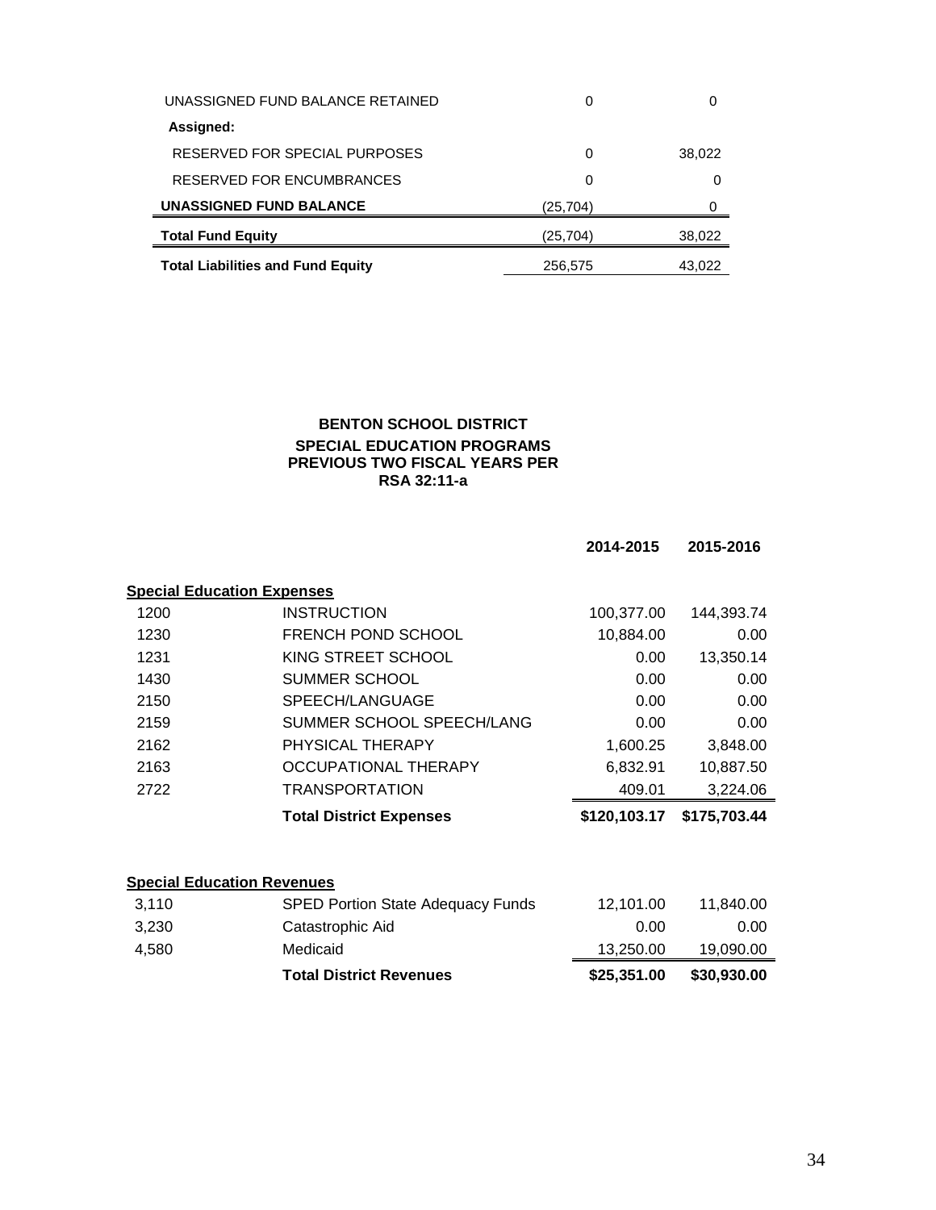| | | |
|---|---|---|
| UNASSIGNED FUND BALANCE RETAINED | 0 | 0 |
| **Assigned:** | | |
| RESERVED FOR SPECIAL PURPOSES | 0 | 38,022 |
| RESERVED FOR ENCUMBRANCES | 0 | 0 |
| **UNASSIGNED FUND BALANCE** | (25,704) | 0 |
| **Total Fund Equity** | (25,704) | 38,022 |
| **Total Liabilities and Fund Equity** | 256,575 | 43,022 |

**BENTON SCHOOL DISTRICT**
**SPECIAL EDUCATION PROGRAMS**
**PREVIOUS TWO FISCAL YEARS PER**
**RSA 32:11-a**

| | | **2014-2015** | **2015-2016** |
|---|---|---|---|
| **Special Education Expenses** | | | |
| 1200 | INSTRUCTION | 100,377.00 | 144,393.74 |
| 1230 | FRENCH POND SCHOOL | 10,884.00 | 0.00 |
| 1231 | KING STREET SCHOOL | 0.00 | 13,350.14 |
| 1430 | SUMMER SCHOOL | 0.00 | 0.00 |
| 2150 | SPEECH/LANGUAGE | 0.00 | 0.00 |
| 2159 | SUMMER SCHOOL SPEECH/LANG | 0.00 | 0.00 |
| 2162 | PHYSICAL THERAPY | 1,600.25 | 3,848.00 |
| 2163 | OCCUPATIONAL THERAPY | 6,832.91 | 10,887.50 |
| 2722 | TRANSPORTATION | 409.01 | 3,224.06 |
| | **Total District Expenses** | **$120,103.17** | **$175,703.44** |
| **Special Education Revenues** | | | |
| 3,110 | SPED Portion State Adequacy Funds | 12,101.00 | 11,840.00 |
| 3,230 | Catastrophic Aid | 0.00 | 0.00 |
| 4,580 | Medicaid | 13,250.00 | 19,090.00 |
| | **Total District Revenues** | **$25,351.00** | **$30,930.00** |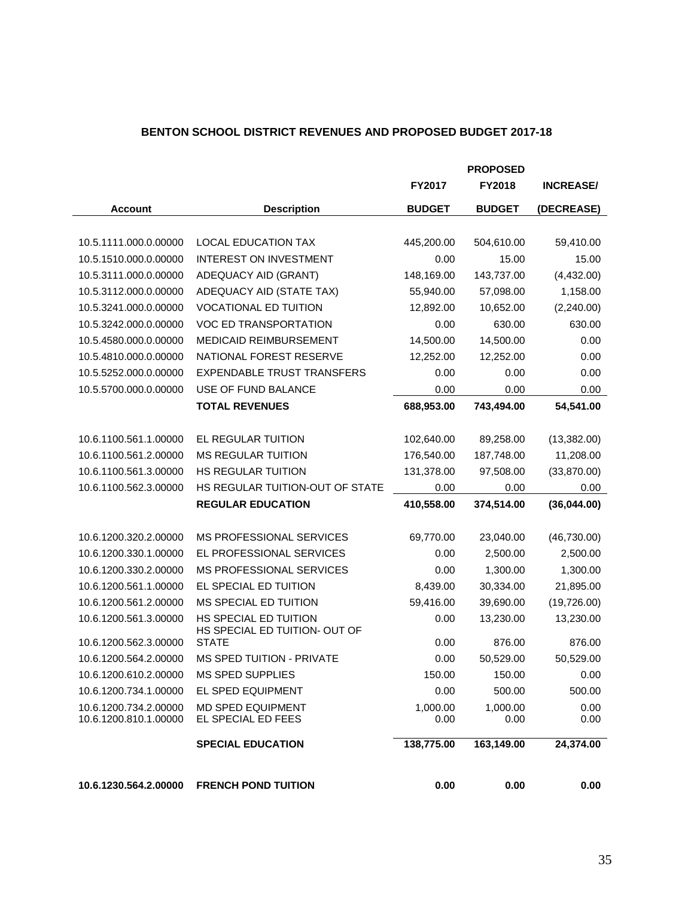# BENTON SCHOOL DISTRICT REVENUES AND PROPOSED BUDGET 2017-18

| Account | Description | FY2017 BUDGET | PROPOSED FY2018 BUDGET | INCREASE/ (DECREASE) |
|---|---|---|---|---|
| 10.5.1111.000.0.00000 | LOCAL EDUCATION TAX | 445,200.00 | 504,610.00 | 59,410.00 |
| 10.5.1510.000.0.00000 | INTEREST ON INVESTMENT | 0.00 | 15.00 | 15.00 |
| 10.5.3111.000.0.00000 | ADEQUACY AID (GRANT) | 148,169.00 | 143,737.00 | (4,432.00) |
| 10.5.3112.000.0.00000 | ADEQUACY AID (STATE TAX) | 55,940.00 | 57,098.00 | 1,158.00 |
| 10.5.3241.000.0.00000 | VOCATIONAL ED TUITION | 12,892.00 | 10,652.00 | (2,240.00) |
| 10.5.3242.000.0.00000 | VOC ED TRANSPORTATION | 0.00 | 630.00 | 630.00 |
| 10.5.4580.000.0.00000 | MEDICAID REIMBURSEMENT | 14,500.00 | 14,500.00 | 0.00 |
| 10.5.4810.000.0.00000 | NATIONAL FOREST RESERVE | 12,252.00 | 12,252.00 | 0.00 |
| 10.5.5252.000.0.00000 | EXPENDABLE TRUST TRANSFERS | 0.00 | 0.00 | 0.00 |
| 10.5.5700.000.0.00000 | USE OF FUND BALANCE | 0.00 | 0.00 | 0.00 |
| | **TOTAL REVENUES** | **688,953.00** | **743,494.00** | **54,541.00** |
| 10.6.1100.561.1.00000 | EL REGULAR TUITION | 102,640.00 | 89,258.00 | (13,382.00) |
| 10.6.1100.561.2.00000 | MS REGULAR TUITION | 176,540.00 | 187,748.00 | 11,208.00 |
| 10.6.1100.561.3.00000 | HS REGULAR TUITION | 131,378.00 | 97,508.00 | (33,870.00) |
| 10.6.1100.562.3.00000 | HS REGULAR TUITION-OUT OF STATE | 0.00 | 0.00 | 0.00 |
| | **REGULAR EDUCATION** | **410,558.00** | **374,514.00** | **(36,044.00)** |
| 10.6.1200.320.2.00000 | MS PROFESSIONAL SERVICES | 69,770.00 | 23,040.00 | (46,730.00) |
| 10.6.1200.330.1.00000 | EL PROFESSIONAL SERVICES | 0.00 | 2,500.00 | 2,500.00 |
| 10.6.1200.330.2.00000 | MS PROFESSIONAL SERVICES | 0.00 | 1,300.00 | 1,300.00 |
| 10.6.1200.561.1.00000 | EL SPECIAL ED TUITION | 8,439.00 | 30,334.00 | 21,895.00 |
| 10.6.1200.561.2.00000 | MS SPECIAL ED TUITION | 59,416.00 | 39,690.00 | (19,726.00) |
| 10.6.1200.561.3.00000 | HS SPECIAL ED TUITION | 0.00 | 13,230.00 | 13,230.00 |
| 10.6.1200.562.3.00000 | HS SPECIAL ED TUITION- OUT OF STATE | 0.00 | 876.00 | 876.00 |
| 10.6.1200.564.2.00000 | MS SPED TUITION - PRIVATE | 0.00 | 50,529.00 | 50,529.00 |
| 10.6.1200.610.2.00000 | MS SPED SUPPLIES | 150.00 | 150.00 | 0.00 |
| 10.6.1200.734.1.00000 | EL SPED EQUIPMENT | 0.00 | 500.00 | 500.00 |
| 10.6.1200.734.2.00000 | MD SPED EQUIPMENT | 1,000.00 | 1,000.00 | 0.00 |
| 10.6.1200.810.1.00000 | EL SPECIAL ED FEES | 0.00 | 0.00 | 0.00 |
| | **SPECIAL EDUCATION** | **138,775.00** | **163,149.00** | **24,374.00** |
| **10.6.1230.564.2.00000** | **FRENCH POND TUITION** | **0.00** | **0.00** | **0.00** |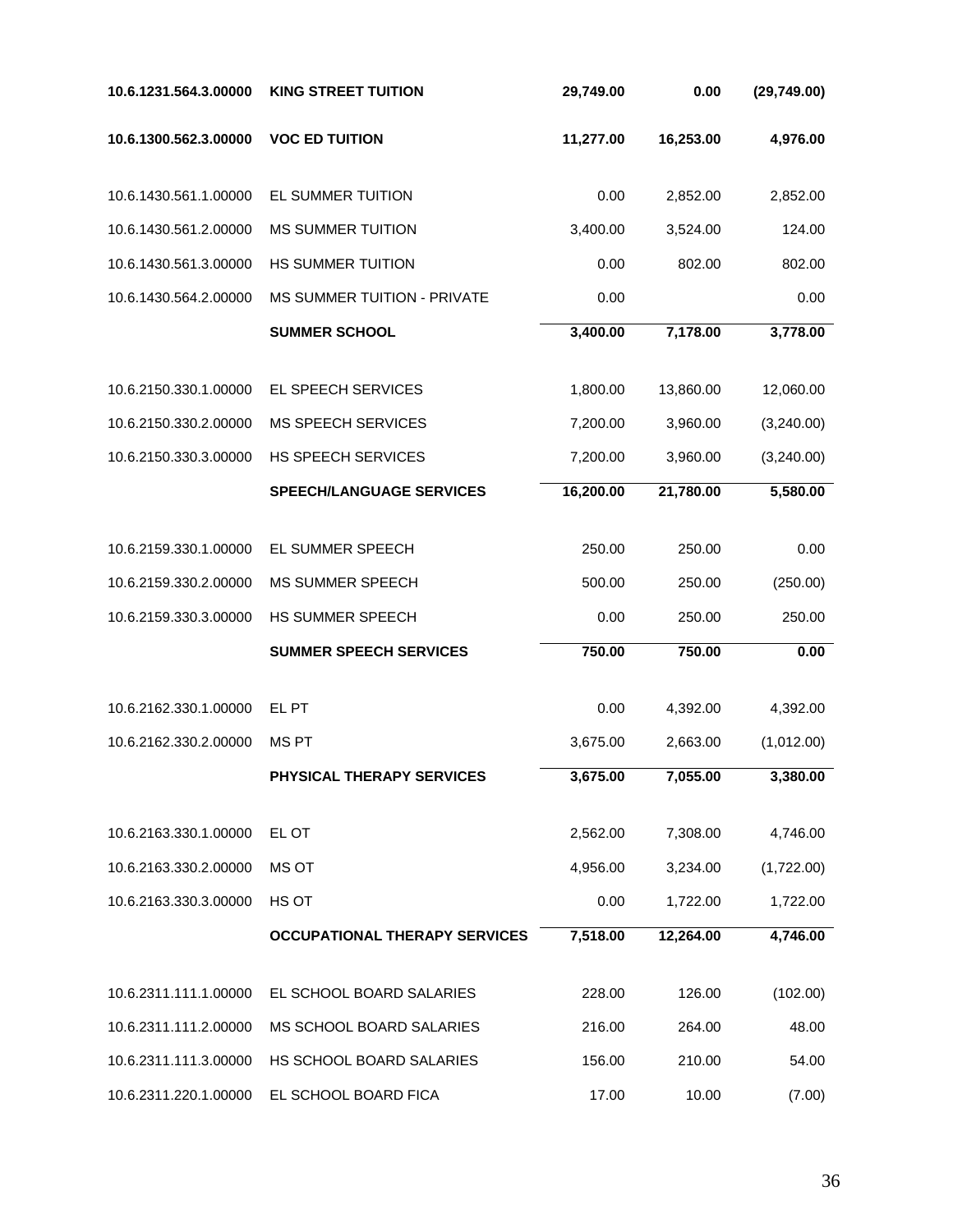| | | | | |
|---|---|---|---|---|
| **10.6.1231.564.3.00000** | **KING STREET TUITION** | **29,749.00** | **0.00** | **(29,749.00)** |
| **10.6.1300.562.3.00000** | **VOC ED TUITION** | **11,277.00** | **16,253.00** | **4,976.00** |
| 10.6.1430.561.1.00000 | EL SUMMER TUITION | 0.00 | 2,852.00 | 2,852.00 |
| 10.6.1430.561.2.00000 | MS SUMMER TUITION | 3,400.00 | 3,524.00 | 124.00 |
| 10.6.1430.561.3.00000 | HS SUMMER TUITION | 0.00 | 802.00 | 802.00 |
| 10.6.1430.564.2.00000 | MS SUMMER TUITION - PRIVATE | 0.00 | | 0.00 |
| | **SUMMER SCHOOL** | **3,400.00** | **7,178.00** | **3,778.00** |
| 10.6.2150.330.1.00000 | EL SPEECH SERVICES | 1,800.00 | 13,860.00 | 12,060.00 |
| 10.6.2150.330.2.00000 | MS SPEECH SERVICES | 7,200.00 | 3,960.00 | (3,240.00) |
| 10.6.2150.330.3.00000 | HS SPEECH SERVICES | 7,200.00 | 3,960.00 | (3,240.00) |
| | **SPEECH/LANGUAGE SERVICES** | **16,200.00** | **21,780.00** | **5,580.00** |
| 10.6.2159.330.1.00000 | EL SUMMER SPEECH | 250.00 | 250.00 | 0.00 |
| 10.6.2159.330.2.00000 | MS SUMMER SPEECH | 500.00 | 250.00 | (250.00) |
| 10.6.2159.330.3.00000 | HS SUMMER SPEECH | 0.00 | 250.00 | 250.00 |
| | **SUMMER SPEECH SERVICES** | **750.00** | **750.00** | **0.00** |
| 10.6.2162.330.1.00000 | EL PT | 0.00 | 4,392.00 | 4,392.00 |
| 10.6.2162.330.2.00000 | MS PT | 3,675.00 | 2,663.00 | (1,012.00) |
| | **PHYSICAL THERAPY SERVICES** | **3,675.00** | **7,055.00** | **3,380.00** |
| 10.6.2163.330.1.00000 | EL OT | 2,562.00 | 7,308.00 | 4,746.00 |
| 10.6.2163.330.2.00000 | MS OT | 4,956.00 | 3,234.00 | (1,722.00) |
| 10.6.2163.330.3.00000 | HS OT | 0.00 | 1,722.00 | 1,722.00 |
| | **OCCUPATIONAL THERAPY SERVICES** | **7,518.00** | **12,264.00** | **4,746.00** |
| 10.6.2311.111.1.00000 | EL SCHOOL BOARD SALARIES | 228.00 | 126.00 | (102.00) |
| 10.6.2311.111.2.00000 | MS SCHOOL BOARD SALARIES | 216.00 | 264.00 | 48.00 |
| 10.6.2311.111.3.00000 | HS SCHOOL BOARD SALARIES | 156.00 | 210.00 | 54.00 |
| 10.6.2311.220.1.00000 | EL SCHOOL BOARD FICA | 17.00 | 10.00 | (7.00) |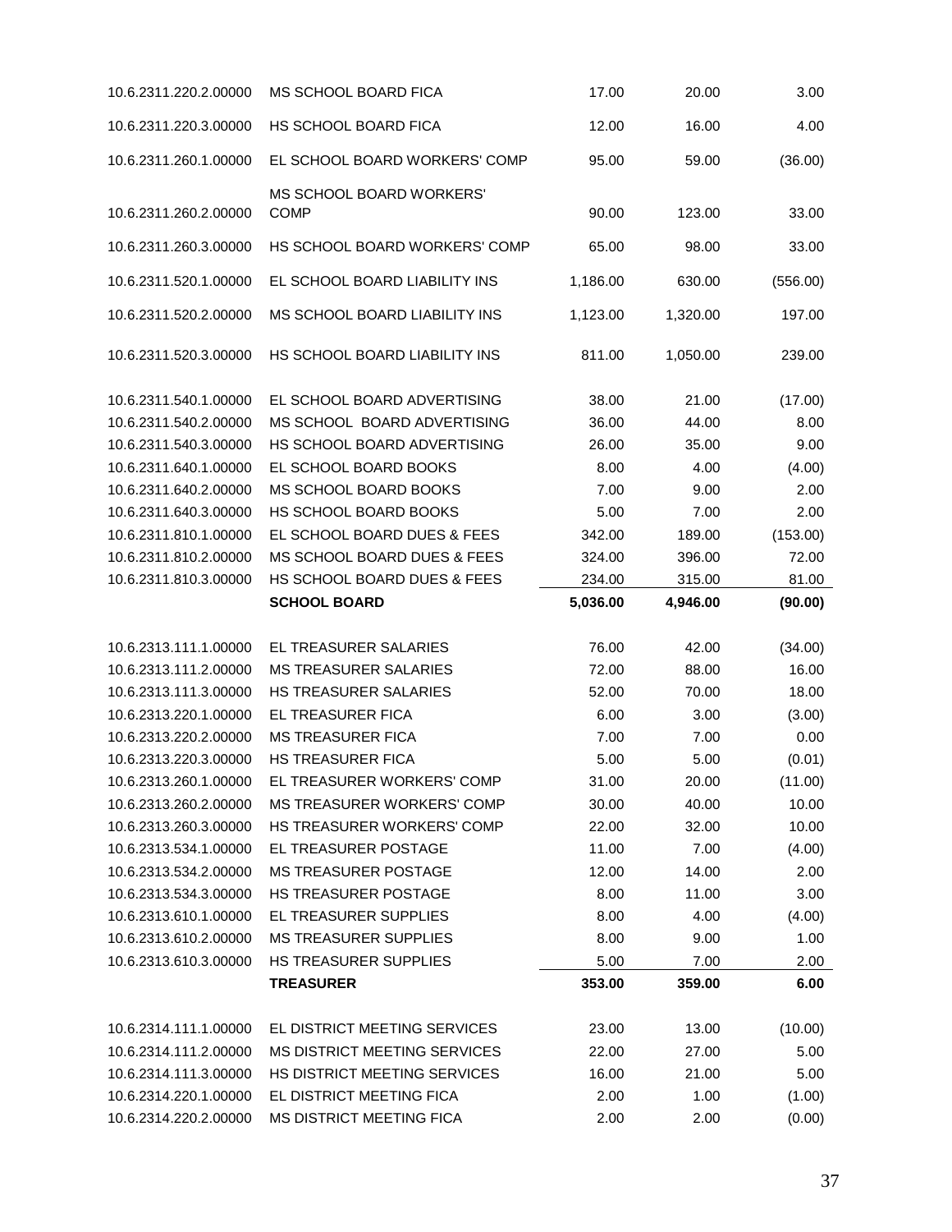| | | | | |
|---|---|---|---|---|
| 10.6.2311.220.2.00000 | MS SCHOOL BOARD FICA | 17.00 | 20.00 | 3.00 |
| 10.6.2311.220.3.00000 | HS SCHOOL BOARD FICA | 12.00 | 16.00 | 4.00 |
| 10.6.2311.260.1.00000 | EL SCHOOL BOARD WORKERS' COMP | 95.00 | 59.00 | (36.00) |
| 10.6.2311.260.2.00000 | MS SCHOOL BOARD WORKERS' COMP | 90.00 | 123.00 | 33.00 |
| 10.6.2311.260.3.00000 | HS SCHOOL BOARD WORKERS' COMP | 65.00 | 98.00 | 33.00 |
| 10.6.2311.520.1.00000 | EL SCHOOL BOARD LIABILITY INS | 1,186.00 | 630.00 | (556.00) |
| 10.6.2311.520.2.00000 | MS SCHOOL BOARD LIABILITY INS | 1,123.00 | 1,320.00 | 197.00 |
| 10.6.2311.520.3.00000 | HS SCHOOL BOARD LIABILITY INS | 811.00 | 1,050.00 | 239.00 |
| 10.6.2311.540.1.00000 | EL SCHOOL BOARD ADVERTISING | 38.00 | 21.00 | (17.00) |
| 10.6.2311.540.2.00000 | MS SCHOOL BOARD ADVERTISING | 36.00 | 44.00 | 8.00 |
| 10.6.2311.540.3.00000 | HS SCHOOL BOARD ADVERTISING | 26.00 | 35.00 | 9.00 |
| 10.6.2311.640.1.00000 | EL SCHOOL BOARD BOOKS | 8.00 | 4.00 | (4.00) |
| 10.6.2311.640.2.00000 | MS SCHOOL BOARD BOOKS | 7.00 | 9.00 | 2.00 |
| 10.6.2311.640.3.00000 | HS SCHOOL BOARD BOOKS | 5.00 | 7.00 | 2.00 |
| 10.6.2311.810.1.00000 | EL SCHOOL BOARD DUES & FEES | 342.00 | 189.00 | (153.00) |
| 10.6.2311.810.2.00000 | MS SCHOOL BOARD DUES & FEES | 324.00 | 396.00 | 72.00 |
| 10.6.2311.810.3.00000 | HS SCHOOL BOARD DUES & FEES | 234.00 | 315.00 | 81.00 |
| | **SCHOOL BOARD** | **5,036.00** | **4,946.00** | **(90.00)** |
| 10.6.2313.111.1.00000 | EL TREASURER SALARIES | 76.00 | 42.00 | (34.00) |
| 10.6.2313.111.2.00000 | MS TREASURER SALARIES | 72.00 | 88.00 | 16.00 |
| 10.6.2313.111.3.00000 | HS TREASURER SALARIES | 52.00 | 70.00 | 18.00 |
| 10.6.2313.220.1.00000 | EL TREASURER FICA | 6.00 | 3.00 | (3.00) |
| 10.6.2313.220.2.00000 | MS TREASURER FICA | 7.00 | 7.00 | 0.00 |
| 10.6.2313.220.3.00000 | HS TREASURER FICA | 5.00 | 5.00 | (0.01) |
| 10.6.2313.260.1.00000 | EL TREASURER WORKERS' COMP | 31.00 | 20.00 | (11.00) |
| 10.6.2313.260.2.00000 | MS TREASURER WORKERS' COMP | 30.00 | 40.00 | 10.00 |
| 10.6.2313.260.3.00000 | HS TREASURER WORKERS' COMP | 22.00 | 32.00 | 10.00 |
| 10.6.2313.534.1.00000 | EL TREASURER POSTAGE | 11.00 | 7.00 | (4.00) |
| 10.6.2313.534.2.00000 | MS TREASURER POSTAGE | 12.00 | 14.00 | 2.00 |
| 10.6.2313.534.3.00000 | HS TREASURER POSTAGE | 8.00 | 11.00 | 3.00 |
| 10.6.2313.610.1.00000 | EL TREASURER SUPPLIES | 8.00 | 4.00 | (4.00) |
| 10.6.2313.610.2.00000 | MS TREASURER SUPPLIES | 8.00 | 9.00 | 1.00 |
| 10.6.2313.610.3.00000 | HS TREASURER SUPPLIES | 5.00 | 7.00 | 2.00 |
| | **TREASURER** | **353.00** | **359.00** | **6.00** |
| 10.6.2314.111.1.00000 | EL DISTRICT MEETING SERVICES | 23.00 | 13.00 | (10.00) |
| 10.6.2314.111.2.00000 | MS DISTRICT MEETING SERVICES | 22.00 | 27.00 | 5.00 |
| 10.6.2314.111.3.00000 | HS DISTRICT MEETING SERVICES | 16.00 | 21.00 | 5.00 |
| 10.6.2314.220.1.00000 | EL DISTRICT MEETING FICA | 2.00 | 1.00 | (1.00) |
| 10.6.2314.220.2.00000 | MS DISTRICT MEETING FICA | 2.00 | 2.00 | (0.00) |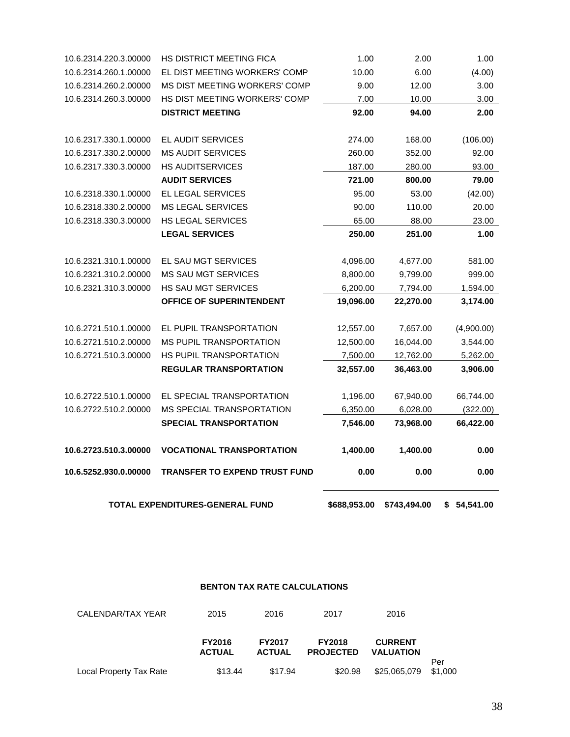| | | | | |
|---|---|---|---|---|
| 10.6.2314.220.3.00000 | HS DISTRICT MEETING FICA | 1.00 | 2.00 | 1.00 |
| 10.6.2314.260.1.00000 | EL DIST MEETING WORKERS' COMP | 10.00 | 6.00 | (4.00) |
| 10.6.2314.260.2.00000 | MS DIST MEETING WORKERS' COMP | 9.00 | 12.00 | 3.00 |
| 10.6.2314.260.3.00000 | HS DIST MEETING WORKERS' COMP | 7.00 | 10.00 | 3.00 |
| | **DISTRICT MEETING** | **92.00** | **94.00** | **2.00** |
| 10.6.2317.330.1.00000 | EL AUDIT SERVICES | 274.00 | 168.00 | (106.00) |
| 10.6.2317.330.2.00000 | MS AUDIT SERVICES | 260.00 | 352.00 | 92.00 |
| 10.6.2317.330.3.00000 | HS AUDITSERVICES | 187.00 | 280.00 | 93.00 |
| | **AUDIT SERVICES** | **721.00** | **800.00** | **79.00** |
| 10.6.2318.330.1.00000 | EL LEGAL SERVICES | 95.00 | 53.00 | (42.00) |
| 10.6.2318.330.2.00000 | MS LEGAL SERVICES | 90.00 | 110.00 | 20.00 |
| 10.6.2318.330.3.00000 | HS LEGAL SERVICES | 65.00 | 88.00 | 23.00 |
| | **LEGAL SERVICES** | **250.00** | **251.00** | **1.00** |
| 10.6.2321.310.1.00000 | EL SAU MGT SERVICES | 4,096.00 | 4,677.00 | 581.00 |
| 10.6.2321.310.2.00000 | MS SAU MGT SERVICES | 8,800.00 | 9,799.00 | 999.00 |
| 10.6.2321.310.3.00000 | HS SAU MGT SERVICES | 6,200.00 | 7,794.00 | 1,594.00 |
| | **OFFICE OF SUPERINTENDENT** | **19,096.00** | **22,270.00** | **3,174.00** |
| 10.6.2721.510.1.00000 | EL PUPIL TRANSPORTATION | 12,557.00 | 7,657.00 | (4,900.00) |
| 10.6.2721.510.2.00000 | MS PUPIL TRANSPORTATION | 12,500.00 | 16,044.00 | 3,544.00 |
| 10.6.2721.510.3.00000 | HS PUPIL TRANSPORTATION | 7,500.00 | 12,762.00 | 5,262.00 |
| | **REGULAR TRANSPORTATION** | **32,557.00** | **36,463.00** | **3,906.00** |
| 10.6.2722.510.1.00000 | EL SPECIAL TRANSPORTATION | 1,196.00 | 67,940.00 | 66,744.00 |
| 10.6.2722.510.2.00000 | MS SPECIAL TRANSPORTATION | 6,350.00 | 6,028.00 | (322.00) |
| | **SPECIAL TRANSPORTATION** | **7,546.00** | **73,968.00** | **66,422.00** |
| **10.6.2723.510.3.00000** | **VOCATIONAL TRANSPORTATION** | **1,400.00** | **1,400.00** | **0.00** |
| **10.6.5252.930.0.00000** | **TRANSFER TO EXPEND TRUST FUND** | **0.00** | **0.00** | **0.00** |
| | **TOTAL EXPENDITURES-GENERAL FUND** | **$688,953.00** | **$743,494.00** | **$ 54,541.00** |

**BENTON TAX RATE CALCULATIONS**

| CALENDAR/TAX YEAR | 2015 | 2016 | 2017 | 2016 | |
|---|---|---|---|---|---|
| | **FY2016 ACTUAL** | **FY2017 ACTUAL** | **FY2018 PROJECTED** | **CURRENT VALUATION** | |
| Local Property Tax Rate | $13.44 | $17.94 | $20.98 | $25,065,079 | Per $1,000 |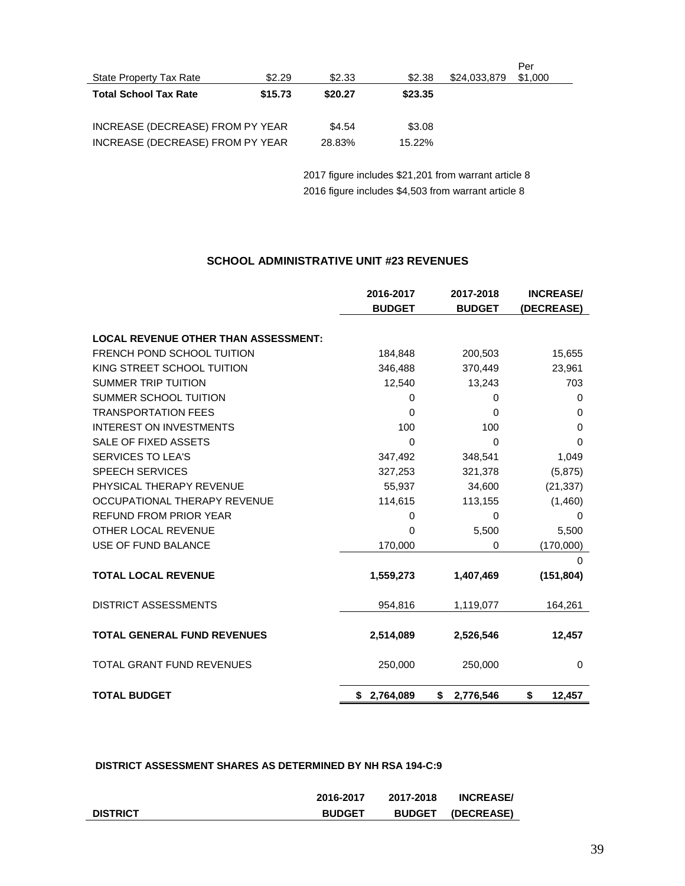| State Property Tax Rate | $2.29 | $2.33 | $2.38 | $24,033,879 | Per $1,000 |
|---|---|---|---|---|---|
| **Total School Tax Rate** | **$15.73** | **$20.27** | **$23.35** | | |
| | | | | | |
| INCREASE (DECREASE) FROM PY YEAR | | $4.54 | $3.08 | | |
| INCREASE (DECREASE) FROM PY YEAR | | 28.83% | 15.22% | | |

2017 figure includes $21,201 from warrant article 8

2016 figure includes $4,503 from warrant article 8

**SCHOOL ADMINISTRATIVE UNIT #23 REVENUES**

| | 2016-2017 BUDGET | 2017-2018 BUDGET | INCREASE/ (DECREASE) |
|---|---|---|---|
| **LOCAL REVENUE OTHER THAN ASSESSMENT:** | | | |
| FRENCH POND SCHOOL TUITION | 184,848 | 200,503 | 15,655 |
| KING STREET SCHOOL TUITION | 346,488 | 370,449 | 23,961 |
| SUMMER TRIP TUITION | 12,540 | 13,243 | 703 |
| SUMMER SCHOOL TUITION | 0 | 0 | 0 |
| TRANSPORTATION FEES | 0 | 0 | 0 |
| INTEREST ON INVESTMENTS | 100 | 100 | 0 |
| SALE OF FIXED ASSETS | 0 | 0 | 0 |
| SERVICES TO LEA'S | 347,492 | 348,541 | 1,049 |
| SPEECH SERVICES | 327,253 | 321,378 | (5,875) |
| PHYSICAL THERAPY REVENUE | 55,937 | 34,600 | (21,337) |
| OCCUPATIONAL THERAPY REVENUE | 114,615 | 113,155 | (1,460) |
| REFUND FROM PRIOR YEAR | 0 | 0 | 0 |
| OTHER LOCAL REVENUE | 0 | 5,500 | 5,500 |
| USE OF FUND BALANCE | 170,000 | 0 | (170,000) |
| | | | 0 |
| **TOTAL LOCAL REVENUE** | **1,559,273** | **1,407,469** | **(151,804)** |
| DISTRICT ASSESSMENTS | 954,816 | 1,119,077 | 164,261 |
| **TOTAL GENERAL FUND REVENUES** | **2,514,089** | **2,526,546** | **12,457** |
| TOTAL GRANT FUND REVENUES | 250,000 | 250,000 | 0 |
| **TOTAL BUDGET** | **$ 2,764,089** | **$ 2,776,546** | **$ 12,457** |

**DISTRICT ASSESSMENT SHARES AS DETERMINED BY NH RSA 194-C:9**

| DISTRICT | 2016-2017 BUDGET | 2017-2018 BUDGET | INCREASE/ (DECREASE) |
|---|---|---|---|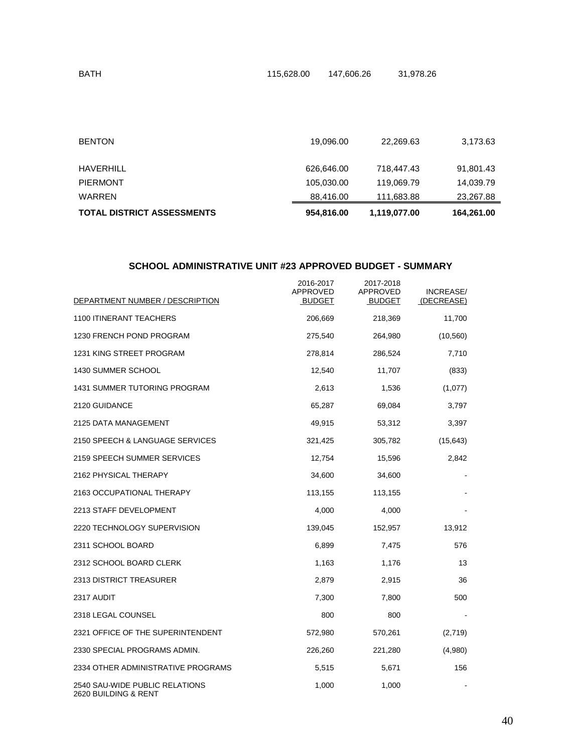| | | | |
|---|---|---|---|
| BATH | 115,628.00 | 147,606.26 | 31,978.26 |
| BENTON | 19,096.00 | 22,269.63 | 3,173.63 |
| HAVERHILL | 626,646.00 | 718,447.43 | 91,801.43 |
| PIERMONT | 105,030.00 | 119,069.79 | 14,039.79 |
| WARREN | 88,416.00 | 111,683.88 | 23,267.88 |
| **TOTAL DISTRICT ASSESSMENTS** | **954,816.00** | **1,119,077.00** | **164,261.00** |

## SCHOOL ADMINISTRATIVE UNIT #23 APPROVED BUDGET - SUMMARY

| DEPARTMENT NUMBER / DESCRIPTION | 2016-2017 APPROVED BUDGET | 2017-2018 APPROVED BUDGET | INCREASE/ (DECREASE) |
|---|---|---|---|
| 1100 ITINERANT TEACHERS | 206,669 | 218,369 | 11,700 |
| 1230 FRENCH POND PROGRAM | 275,540 | 264,980 | (10,560) |
| 1231 KING STREET PROGRAM | 278,814 | 286,524 | 7,710 |
| 1430 SUMMER SCHOOL | 12,540 | 11,707 | (833) |
| 1431 SUMMER TUTORING PROGRAM | 2,613 | 1,536 | (1,077) |
| 2120 GUIDANCE | 65,287 | 69,084 | 3,797 |
| 2125 DATA MANAGEMENT | 49,915 | 53,312 | 3,397 |
| 2150 SPEECH & LANGUAGE SERVICES | 321,425 | 305,782 | (15,643) |
| 2159 SPEECH SUMMER SERVICES | 12,754 | 15,596 | 2,842 |
| 2162 PHYSICAL THERAPY | 34,600 | 34,600 | - |
| 2163 OCCUPATIONAL THERAPY | 113,155 | 113,155 | - |
| 2213 STAFF DEVELOPMENT | 4,000 | 4,000 | - |
| 2220 TECHNOLOGY SUPERVISION | 139,045 | 152,957 | 13,912 |
| 2311 SCHOOL BOARD | 6,899 | 7,475 | 576 |
| 2312 SCHOOL BOARD CLERK | 1,163 | 1,176 | 13 |
| 2313 DISTRICT TREASURER | 2,879 | 2,915 | 36 |
| 2317 AUDIT | 7,300 | 7,800 | 500 |
| 2318 LEGAL COUNSEL | 800 | 800 | - |
| 2321 OFFICE OF THE SUPERINTENDENT | 572,980 | 570,261 | (2,719) |
| 2330 SPECIAL PROGRAMS ADMIN. | 226,260 | 221,280 | (4,980) |
| 2334 OTHER ADMINISTRATIVE PROGRAMS | 5,515 | 5,671 | 156 |
| 2540 SAU-WIDE PUBLIC RELATIONS | 1,000 | 1,000 | - |
| 2620 BUILDING & RENT | | | |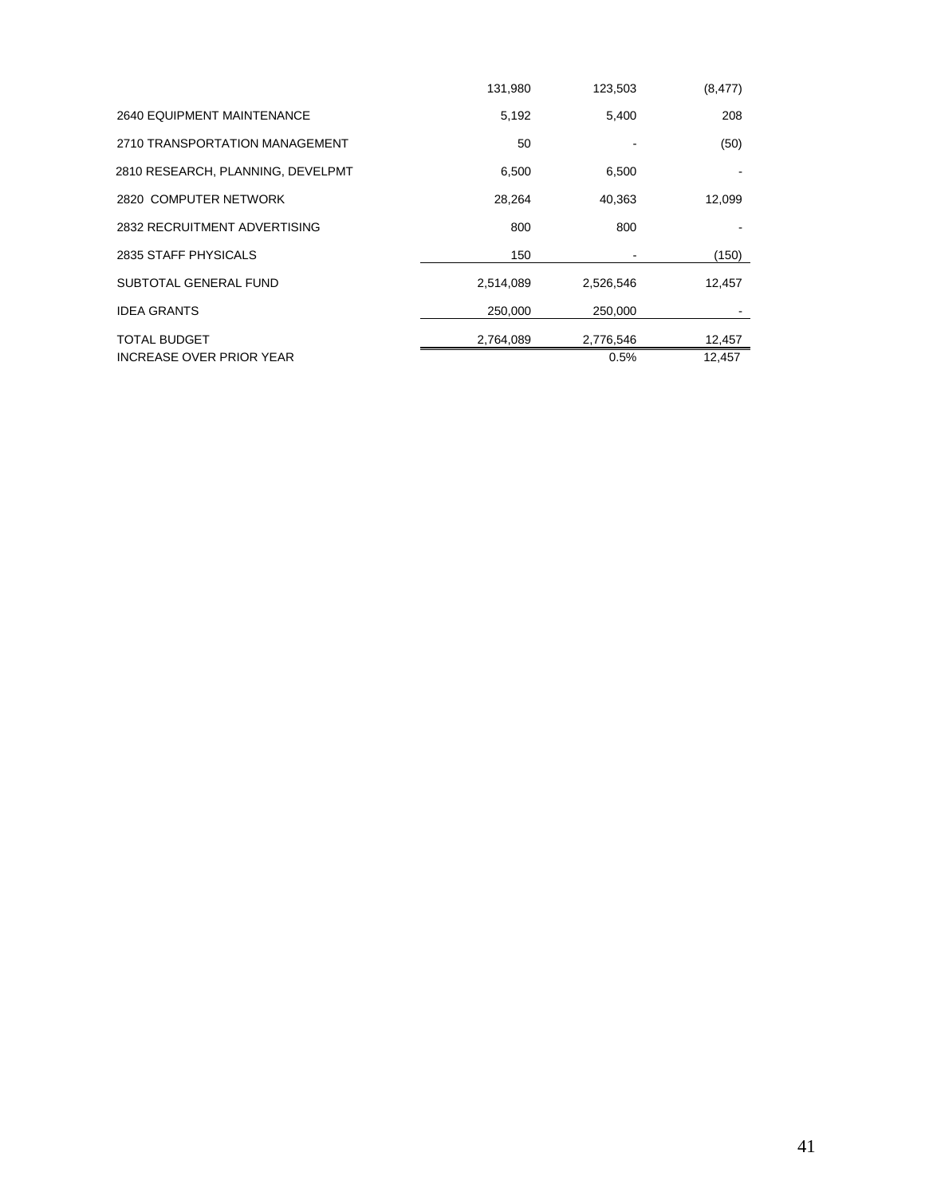| | | | |
|---|---|---|---|
| | 131,980 | 123,503 | (8,477) |
| 2640 EQUIPMENT MAINTENANCE | 5,192 | 5,400 | 208 |
| 2710 TRANSPORTATION MANAGEMENT | 50 | - | (50) |
| 2810 RESEARCH, PLANNING, DEVELPMT | 6,500 | 6,500 | - |
| 2820 COMPUTER NETWORK | 28,264 | 40,363 | 12,099 |
| 2832 RECRUITMENT ADVERTISING | 800 | 800 | - |
| 2835 STAFF PHYSICALS | 150 | - | (150) |
| SUBTOTAL GENERAL FUND | 2,514,089 | 2,526,546 | 12,457 |
| IDEA GRANTS | 250,000 | 250,000 | - |
| TOTAL BUDGET | 2,764,089 | 2,776,546 | 12,457 |
| INCREASE OVER PRIOR YEAR | | 0.5% | 12,457 |